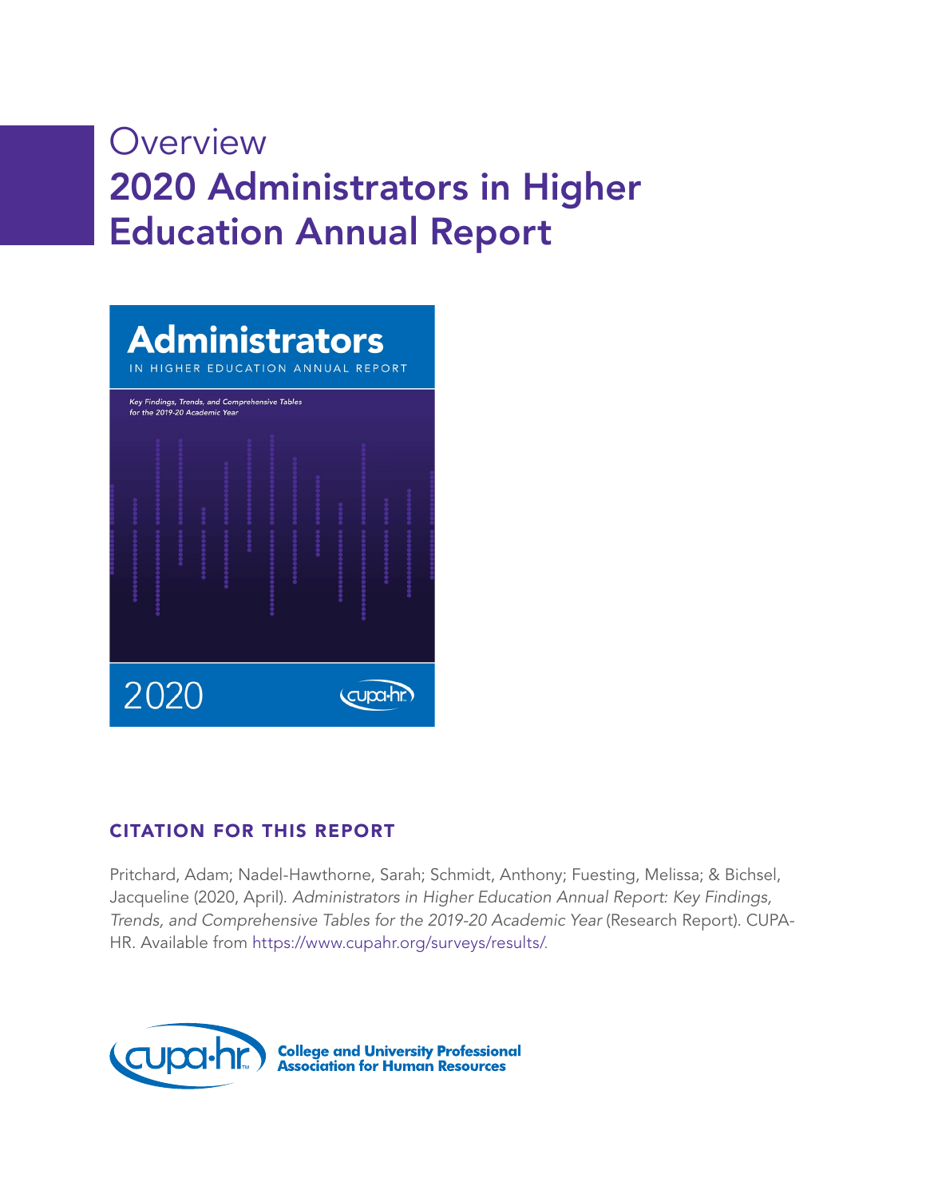# Overview
# 2020 Administrators in Higher Education Annual Report

Administrators

IN HIGHER EDUCATION ANNUAL REPORT

*Key Findings, Trends, and Comprehensive Tables for the 2019-20 Academic Year*

2020

cupa-hr

## CITATION FOR THIS REPORT

Pritchard, Adam; Nadel-Hawthorne, Sarah; Schmidt, Anthony; Fuesting, Melissa; & Bichsel, Jacqueline (2020, April). *Administrators in Higher Education Annual Report: Key Findings, Trends, and Comprehensive Tables for the 2019-20 Academic Year* (Research Report). CUPA-HR. Available from https://www.cupahr.org/surveys/results/.

cupa-hr College and University Professional Association for Human Resources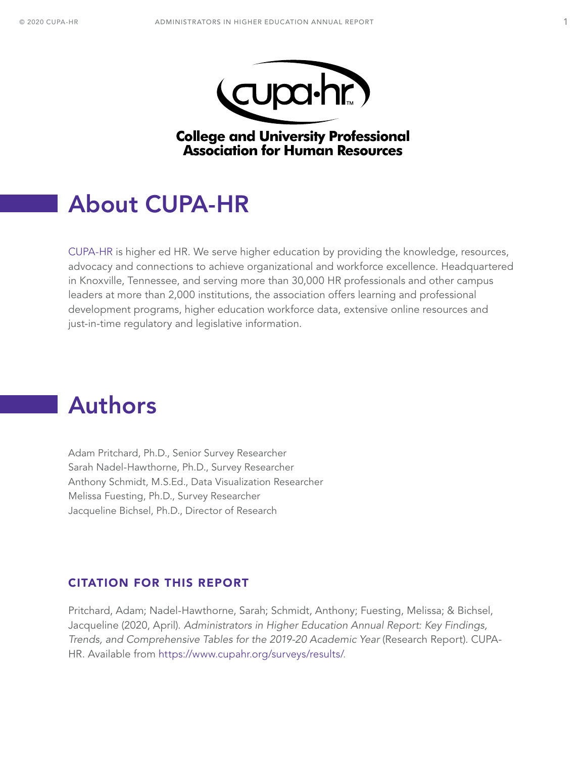**College and University Professional Association for Human Resources**

# About CUPA-HR

CUPA-HR is higher ed HR. We serve higher education by providing the knowledge, resources, advocacy and connections to achieve organizational and workforce excellence. Headquartered in Knoxville, Tennessee, and serving more than 30,000 HR professionals and other campus leaders at more than 2,000 institutions, the association offers learning and professional development programs, higher education workforce data, extensive online resources and just-in-time regulatory and legislative information.

# Authors

Adam Pritchard, Ph.D., Senior Survey Researcher
Sarah Nadel-Hawthorne, Ph.D., Survey Researcher
Anthony Schmidt, M.S.Ed., Data Visualization Researcher
Melissa Fuesting, Ph.D., Survey Researcher
Jacqueline Bichsel, Ph.D., Director of Research

### CITATION FOR THIS REPORT

Pritchard, Adam; Nadel-Hawthorne, Sarah; Schmidt, Anthony; Fuesting, Melissa; & Bichsel, Jacqueline (2020, April). *Administrators in Higher Education Annual Report: Key Findings, Trends, and Comprehensive Tables for the 2019-20 Academic Year* (Research Report). CUPA-HR. Available from https://www.cupahr.org/surveys/results/.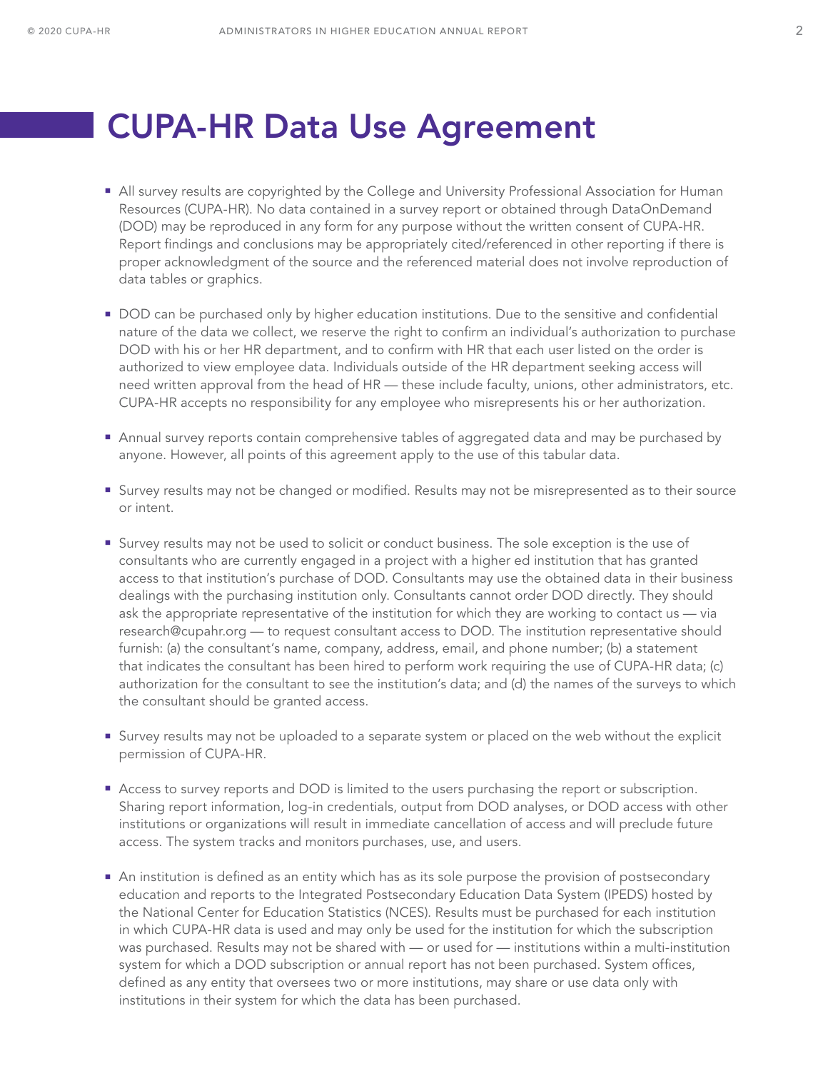# CUPA-HR Data Use Agreement

- All survey results are copyrighted by the College and University Professional Association for Human Resources (CUPA-HR). No data contained in a survey report or obtained through DataOnDemand (DOD) may be reproduced in any form for any purpose without the written consent of CUPA-HR. Report findings and conclusions may be appropriately cited/referenced in other reporting if there is proper acknowledgment of the source and the referenced material does not involve reproduction of data tables or graphics.

- DOD can be purchased only by higher education institutions. Due to the sensitive and confidential nature of the data we collect, we reserve the right to confirm an individual's authorization to purchase DOD with his or her HR department, and to confirm with HR that each user listed on the order is authorized to view employee data. Individuals outside of the HR department seeking access will need written approval from the head of HR — these include faculty, unions, other administrators, etc. CUPA-HR accepts no responsibility for any employee who misrepresents his or her authorization.

- Annual survey reports contain comprehensive tables of aggregated data and may be purchased by anyone. However, all points of this agreement apply to the use of this tabular data.

- Survey results may not be changed or modified. Results may not be misrepresented as to their source or intent.

- Survey results may not be used to solicit or conduct business. The sole exception is the use of consultants who are currently engaged in a project with a higher ed institution that has granted access to that institution's purchase of DOD. Consultants may use the obtained data in their business dealings with the purchasing institution only. Consultants cannot order DOD directly. They should ask the appropriate representative of the institution for which they are working to contact us — via research@cupahr.org — to request consultant access to DOD. The institution representative should furnish: (a) the consultant's name, company, address, email, and phone number; (b) a statement that indicates the consultant has been hired to perform work requiring the use of CUPA-HR data; (c) authorization for the consultant to see the institution's data; and (d) the names of the surveys to which the consultant should be granted access.

- Survey results may not be uploaded to a separate system or placed on the web without the explicit permission of CUPA-HR.

- Access to survey reports and DOD is limited to the users purchasing the report or subscription. Sharing report information, log-in credentials, output from DOD analyses, or DOD access with other institutions or organizations will result in immediate cancellation of access and will preclude future access. The system tracks and monitors purchases, use, and users.

- An institution is defined as an entity which has as its sole purpose the provision of postsecondary education and reports to the Integrated Postsecondary Education Data System (IPEDS) hosted by the National Center for Education Statistics (NCES). Results must be purchased for each institution in which CUPA-HR data is used and may only be used for the institution for which the subscription was purchased. Results may not be shared with — or used for — institutions within a multi-institution system for which a DOD subscription or annual report has not been purchased. System offices, defined as any entity that oversees two or more institutions, may share or use data only with institutions in their system for which the data has been purchased.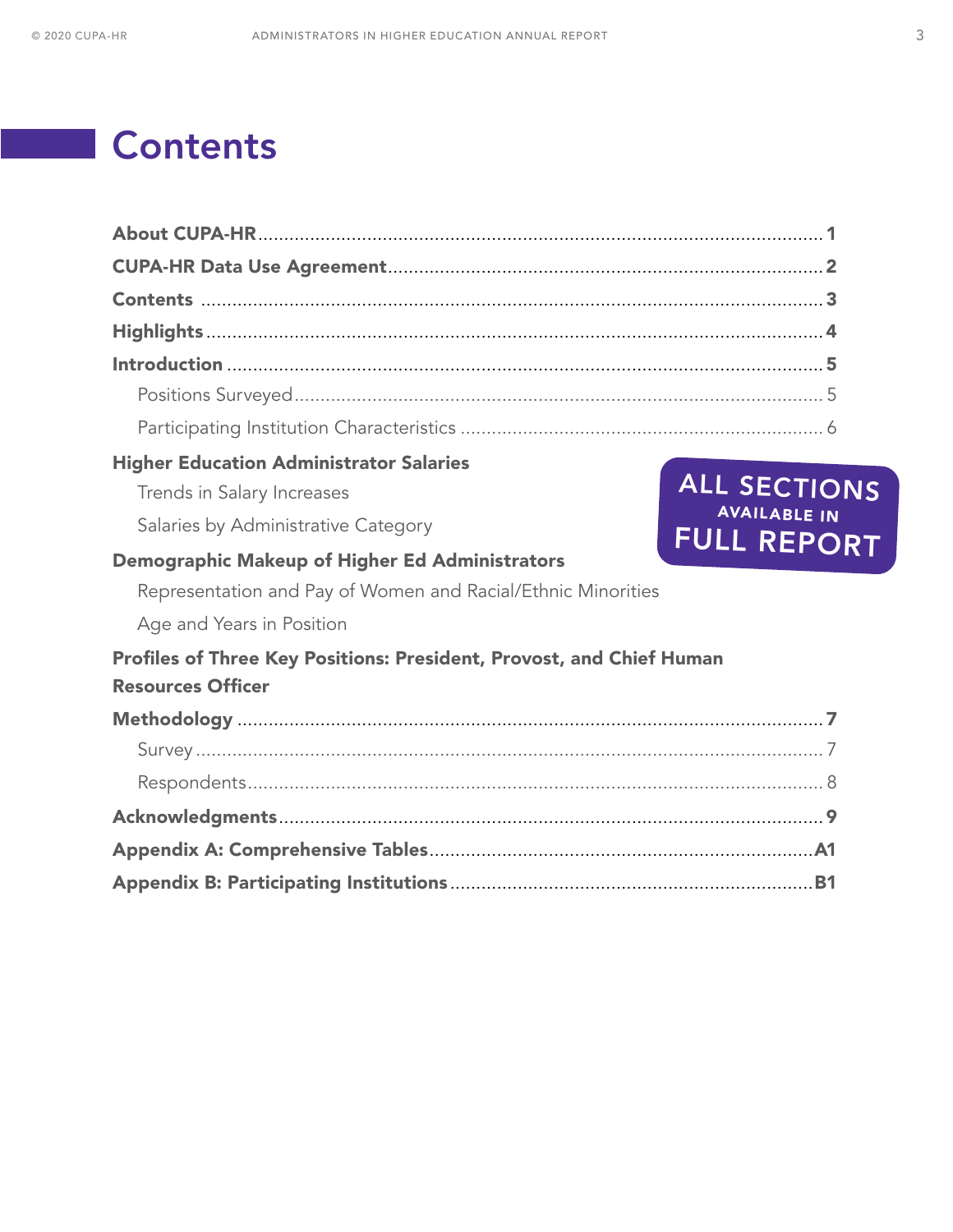# Contents

**About CUPA-HR** .......... **1**

**CUPA-HR Data Use Agreement** .......... **2**

**Contents** .......... **3**

**Highlights** .......... **4**

**Introduction** .......... **5**

- Positions Surveyed .......... 5
- Participating Institution Characteristics .......... 6

**Higher Education Administrator Salaries**

- Trends in Salary Increases
- Salaries by Administrative Category

**Demographic Makeup of Higher Ed Administrators**

- Representation and Pay of Women and Racial/Ethnic Minorities
- Age and Years in Position

**Profiles of Three Key Positions: President, Provost, and Chief Human Resources Officer**

ALL SECTIONS AVAILABLE IN FULL REPORT

**Methodology** .......... **7**

- Survey .......... 7
- Respondents .......... 8

**Acknowledgments** .......... **9**

**Appendix A: Comprehensive Tables** .......... **A1**

**Appendix B: Participating Institutions** .......... **B1**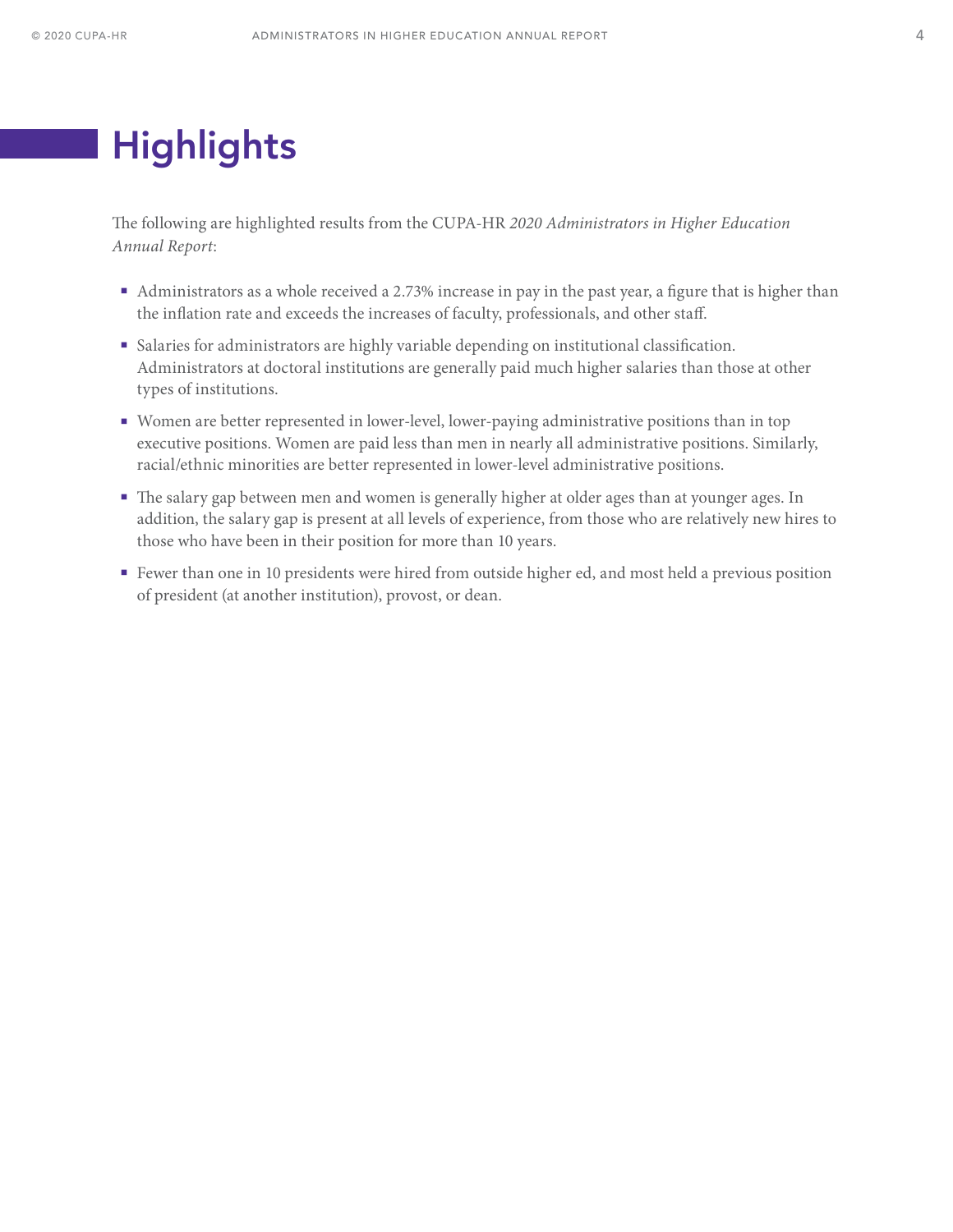# Highlights

The following are highlighted results from the CUPA-HR *2020 Administrators in Higher Education Annual Report*:

- Administrators as a whole received a 2.73% increase in pay in the past year, a figure that is higher than the inflation rate and exceeds the increases of faculty, professionals, and other staff.
- Salaries for administrators are highly variable depending on institutional classification. Administrators at doctoral institutions are generally paid much higher salaries than those at other types of institutions.
- Women are better represented in lower-level, lower-paying administrative positions than in top executive positions. Women are paid less than men in nearly all administrative positions. Similarly, racial/ethnic minorities are better represented in lower-level administrative positions.
- The salary gap between men and women is generally higher at older ages than at younger ages. In addition, the salary gap is present at all levels of experience, from those who are relatively new hires to those who have been in their position for more than 10 years.
- Fewer than one in 10 presidents were hired from outside higher ed, and most held a previous position of president (at another institution), provost, or dean.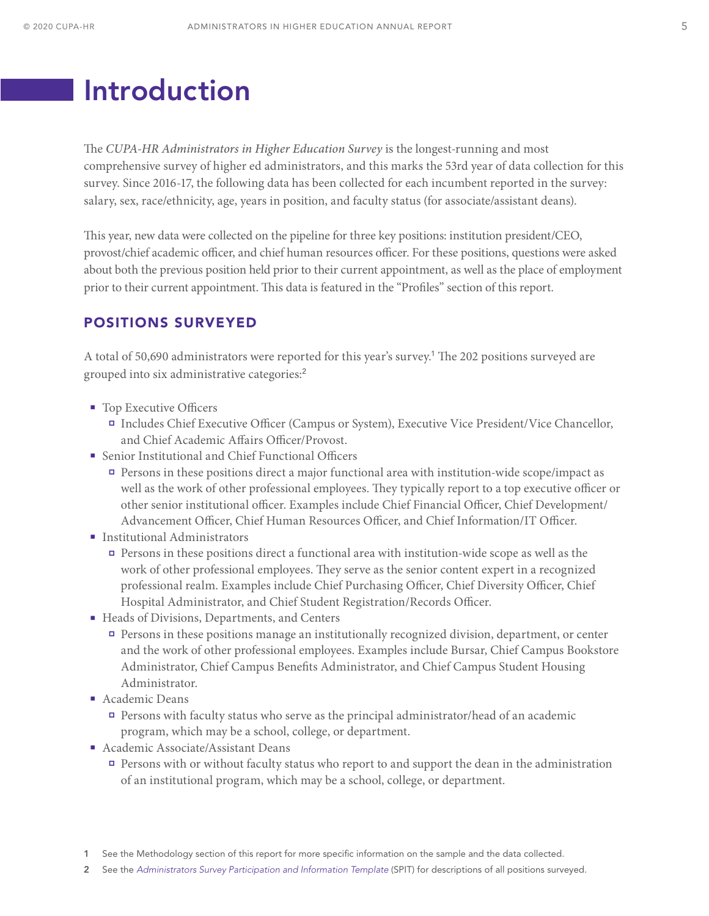# Introduction

The *CUPA-HR Administrators in Higher Education Survey* is the longest-running and most comprehensive survey of higher ed administrators, and this marks the 53rd year of data collection for this survey. Since 2016-17, the following data has been collected for each incumbent reported in the survey: salary, sex, race/ethnicity, age, years in position, and faculty status (for associate/assistant deans).

This year, new data were collected on the pipeline for three key positions: institution president/CEO, provost/chief academic officer, and chief human resources officer. For these positions, questions were asked about both the previous position held prior to their current appointment, as well as the place of employment prior to their current appointment. This data is featured in the "Profiles" section of this report.

## POSITIONS SURVEYED

A total of 50,690 administrators were reported for this year's survey.[1] The 202 positions surveyed are grouped into six administrative categories:[2]

- Top Executive Officers
  - Includes Chief Executive Officer (Campus or System), Executive Vice President/Vice Chancellor, and Chief Academic Affairs Officer/Provost.
- Senior Institutional and Chief Functional Officers
  - Persons in these positions direct a major functional area with institution-wide scope/impact as well as the work of other professional employees. They typically report to a top executive officer or other senior institutional officer. Examples include Chief Financial Officer, Chief Development/Advancement Officer, Chief Human Resources Officer, and Chief Information/IT Officer.
- Institutional Administrators
  - Persons in these positions direct a functional area with institution-wide scope as well as the work of other professional employees. They serve as the senior content expert in a recognized professional realm. Examples include Chief Purchasing Officer, Chief Diversity Officer, Chief Hospital Administrator, and Chief Student Registration/Records Officer.
- Heads of Divisions, Departments, and Centers
  - Persons in these positions manage an institutionally recognized division, department, or center and the work of other professional employees. Examples include Bursar, Chief Campus Bookstore Administrator, Chief Campus Benefits Administrator, and Chief Campus Student Housing Administrator.
- Academic Deans
  - Persons with faculty status who serve as the principal administrator/head of an academic program, which may be a school, college, or department.
- Academic Associate/Assistant Deans
  - Persons with or without faculty status who report to and support the dean in the administration of an institutional program, which may be a school, college, or department.

1 See the Methodology section of this report for more specific information on the sample and the data collected.

2 See the *Administrators Survey Participation and Information Template* (SPIT) for descriptions of all positions surveyed.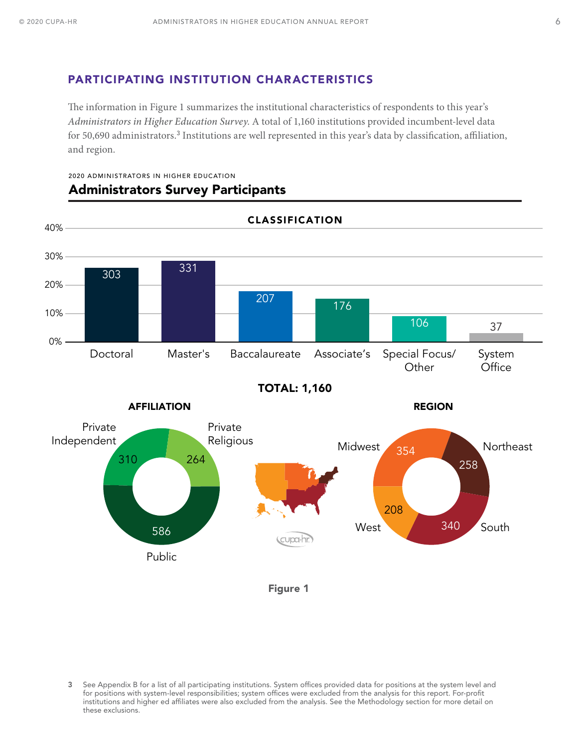## PARTICIPATING INSTITUTION CHARACTERISTICS

The information in Figure 1 summarizes the institutional characteristics of respondents to this year's *Administrators in Higher Education Survey*. A total of 1,160 institutions provided incumbent-level data for 50,690 administrators.[3] Institutions are well represented in this year's data by classification, affiliation, and region.

2020 ADMINISTRATORS IN HIGHER EDUCATION

### Administrators Survey Participants

**CLASSIFICATION**

| Classification | Count |
|---|---|
| Doctoral | 303 |
| Master's | 331 |
| Baccalaureate | 207 |
| Associate's | 176 |
| Special Focus/Other | 106 |
| System Office | 37 |

**TOTAL: 1,160**

**AFFILIATION**

| Affiliation | Count |
|---|---|
| Private Independent | 310 |
| Private Religious | 264 |
| Public | 586 |

**REGION**

| Region | Count |
|---|---|
| Midwest | 354 |
| Northeast | 258 |
| South | 340 |
| West | 208 |

**Figure 1**

3 See Appendix B for a list of all participating institutions. System offices provided data for positions at the system level and for positions with system-level responsibilities; system offices were excluded from the analysis for this report. For-profit institutions and higher ed affiliates were also excluded from the analysis. See the Methodology section for more detail on these exclusions.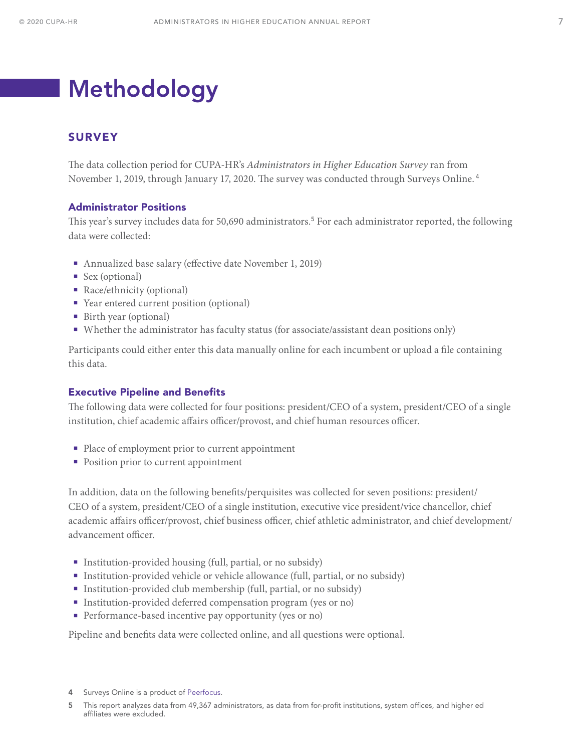# Methodology

## SURVEY

The data collection period for CUPA-HR's *Administrators in Higher Education Survey* ran from November 1, 2019, through January 17, 2020. The survey was conducted through Surveys Online.[4]

### Administrator Positions

This year's survey includes data for 50,690 administrators.[5] For each administrator reported, the following data were collected:

- Annualized base salary (effective date November 1, 2019)
- Sex (optional)
- Race/ethnicity (optional)
- Year entered current position (optional)
- Birth year (optional)
- Whether the administrator has faculty status (for associate/assistant dean positions only)

Participants could either enter this data manually online for each incumbent or upload a file containing this data.

### Executive Pipeline and Benefits

The following data were collected for four positions: president/CEO of a system, president/CEO of a single institution, chief academic affairs officer/provost, and chief human resources officer.

- Place of employment prior to current appointment
- Position prior to current appointment

In addition, data on the following benefits/perquisites was collected for seven positions: president/CEO of a system, president/CEO of a single institution, executive vice president/vice chancellor, chief academic affairs officer/provost, chief business officer, chief athletic administrator, and chief development/advancement officer.

- Institution-provided housing (full, partial, or no subsidy)
- Institution-provided vehicle or vehicle allowance (full, partial, or no subsidy)
- Institution-provided club membership (full, partial, or no subsidy)
- Institution-provided deferred compensation program (yes or no)
- Performance-based incentive pay opportunity (yes or no)

Pipeline and benefits data were collected online, and all questions were optional.

4 Surveys Online is a product of Peerfocus.

5 This report analyzes data from 49,367 administrators, as data from for-profit institutions, system offices, and higher ed affiliates were excluded.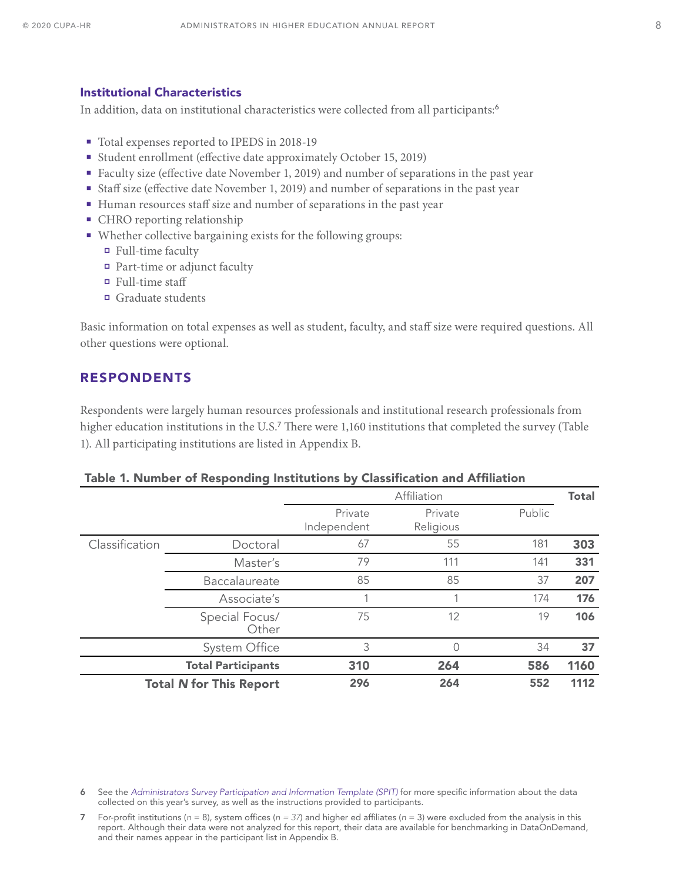### Institutional Characteristics

In addition, data on institutional characteristics were collected from all participants:[6]

- Total expenses reported to IPEDS in 2018-19
- Student enrollment (effective date approximately October 15, 2019)
- Faculty size (effective date November 1, 2019) and number of separations in the past year
- Staff size (effective date November 1, 2019) and number of separations in the past year
- Human resources staff size and number of separations in the past year
- CHRO reporting relationship
- Whether collective bargaining exists for the following groups:
  - Full-time faculty
  - Part-time or adjunct faculty
  - Full-time staff
  - Graduate students

Basic information on total expenses as well as student, faculty, and staff size were required questions. All other questions were optional.

## RESPONDENTS

Respondents were largely human resources professionals and institutional research professionals from higher education institutions in the U.S.[7] There were 1,160 institutions that completed the survey (Table 1). All participating institutions are listed in Appendix B.

**Table 1. Number of Responding Institutions by Classification and Affiliation**

| | | Affiliation | | | **Total** |
|---|---|---|---|---|---|
| | | Private Independent | Private Religious | Public | |
| Classification | Doctoral | 67 | 55 | 181 | **303** |
| | Master's | 79 | 111 | 141 | **331** |
| | Baccalaureate | 85 | 85 | 37 | **207** |
| | Associate's | 1 | 1 | 174 | **176** |
| | Special Focus/ Other | 75 | 12 | 19 | **106** |
| | System Office | 3 | 0 | 34 | **37** |
| | **Total Participants** | **310** | **264** | **586** | **1160** |
| | **Total *N* for This Report** | **296** | **264** | **552** | **1112** |

6 See the *Administrators Survey Participation and Information Template (SPIT)* for more specific information about the data collected on this year's survey, as well as the instructions provided to participants.

7 For-profit institutions ($n = 8$), system offices ($n = 37$) and higher ed affiliates ($n = 3$) were excluded from the analysis in this report. Although their data were not analyzed for this report, their data are available for benchmarking in DataOnDemand, and their names appear in the participant list in Appendix B.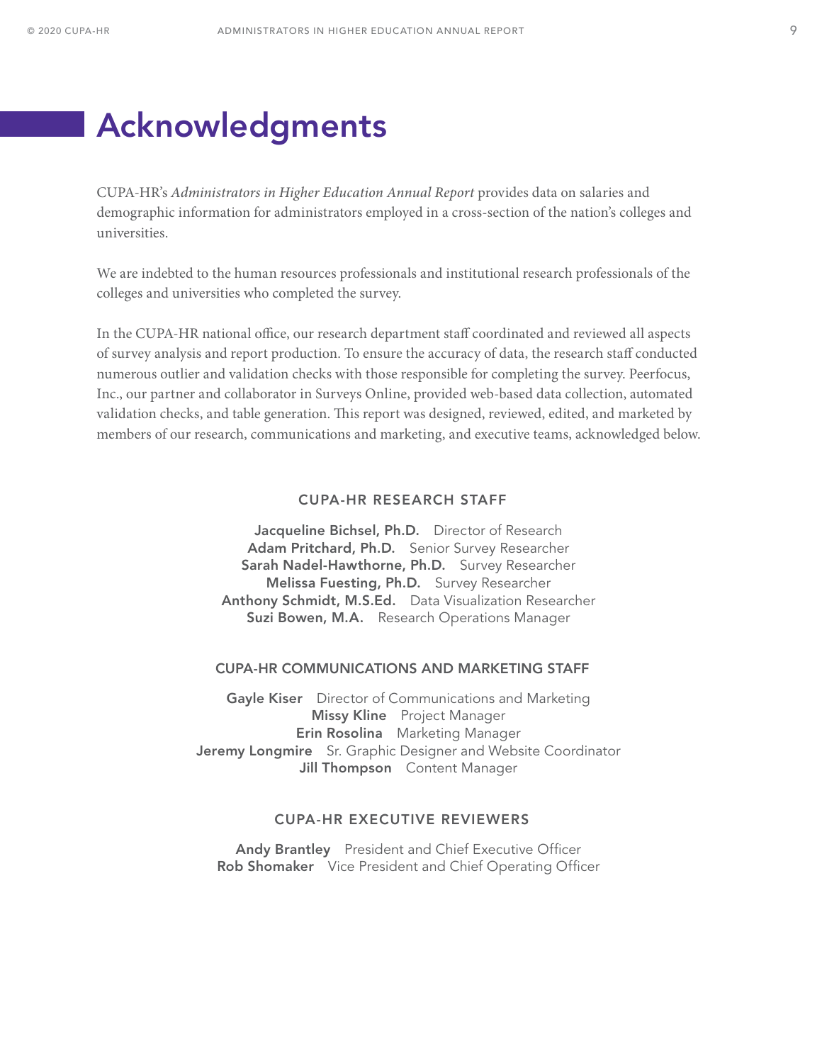# Acknowledgments

CUPA-HR's *Administrators in Higher Education Annual Report* provides data on salaries and demographic information for administrators employed in a cross-section of the nation's colleges and universities.

We are indebted to the human resources professionals and institutional research professionals of the colleges and universities who completed the survey.

In the CUPA-HR national office, our research department staff coordinated and reviewed all aspects of survey analysis and report production. To ensure the accuracy of data, the research staff conducted numerous outlier and validation checks with those responsible for completing the survey. Peerfocus, Inc., our partner and collaborator in Surveys Online, provided web-based data collection, automated validation checks, and table generation. This report was designed, reviewed, edited, and marketed by members of our research, communications and marketing, and executive teams, acknowledged below.

### CUPA-HR RESEARCH STAFF

**Jacqueline Bichsel, Ph.D.** Director of Research
**Adam Pritchard, Ph.D.** Senior Survey Researcher
**Sarah Nadel-Hawthorne, Ph.D.** Survey Researcher
**Melissa Fuesting, Ph.D.** Survey Researcher
**Anthony Schmidt, M.S.Ed.** Data Visualization Researcher
**Suzi Bowen, M.A.** Research Operations Manager

### CUPA-HR COMMUNICATIONS AND MARKETING STAFF

**Gayle Kiser** Director of Communications and Marketing
**Missy Kline** Project Manager
**Erin Rosolina** Marketing Manager
**Jeremy Longmire** Sr. Graphic Designer and Website Coordinator
**Jill Thompson** Content Manager

### CUPA-HR EXECUTIVE REVIEWERS

**Andy Brantley** President and Chief Executive Officer
**Rob Shomaker** Vice President and Chief Operating Officer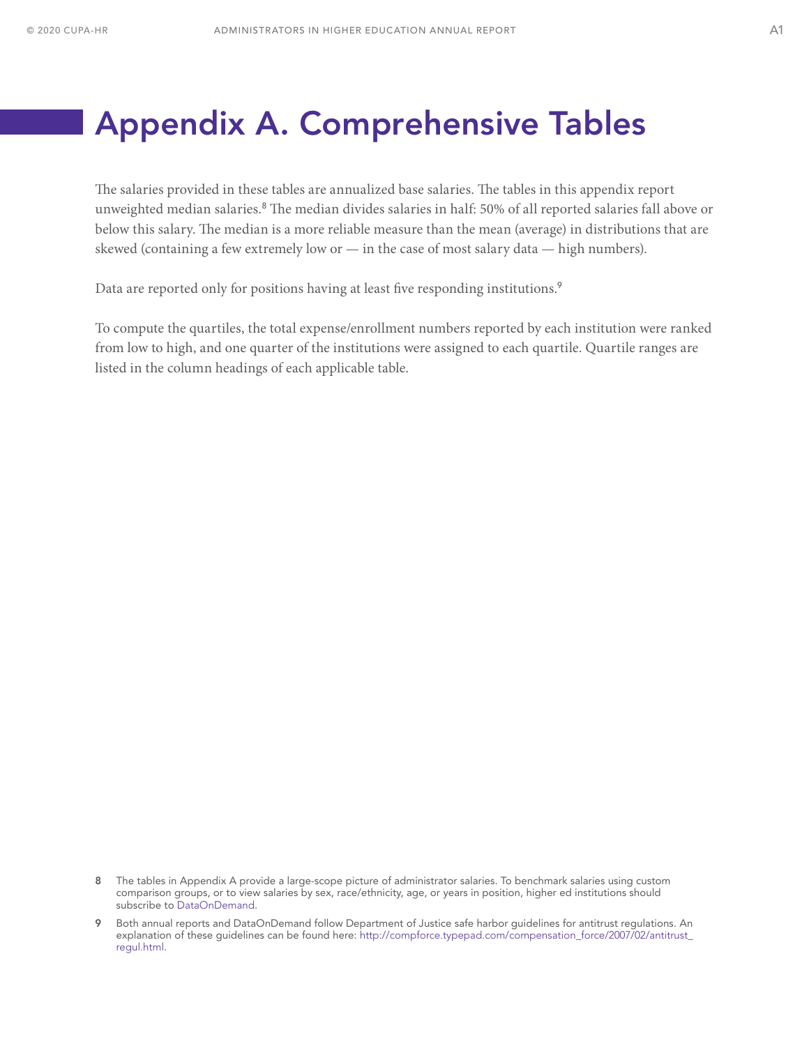# Appendix A. Comprehensive Tables

The salaries provided in these tables are annualized base salaries. The tables in this appendix report unweighted median salaries.[8] The median divides salaries in half: 50% of all reported salaries fall above or below this salary. The median is a more reliable measure than the mean (average) in distributions that are skewed (containing a few extremely low or — in the case of most salary data — high numbers).

Data are reported only for positions having at least five responding institutions.[9]

To compute the quartiles, the total expense/enrollment numbers reported by each institution were ranked from low to high, and one quarter of the institutions were assigned to each quartile. Quartile ranges are listed in the column headings of each applicable table.

---

8 The tables in Appendix A provide a large-scope picture of administrator salaries. To benchmark salaries using custom comparison groups, or to view salaries by sex, race/ethnicity, age, or years in position, higher ed institutions should subscribe to DataOnDemand.

9 Both annual reports and DataOnDemand follow Department of Justice safe harbor guidelines for antitrust regulations. An explanation of these guidelines can be found here: http://compforce.typepad.com/compensation_force/2007/02/antitrust_regul.html.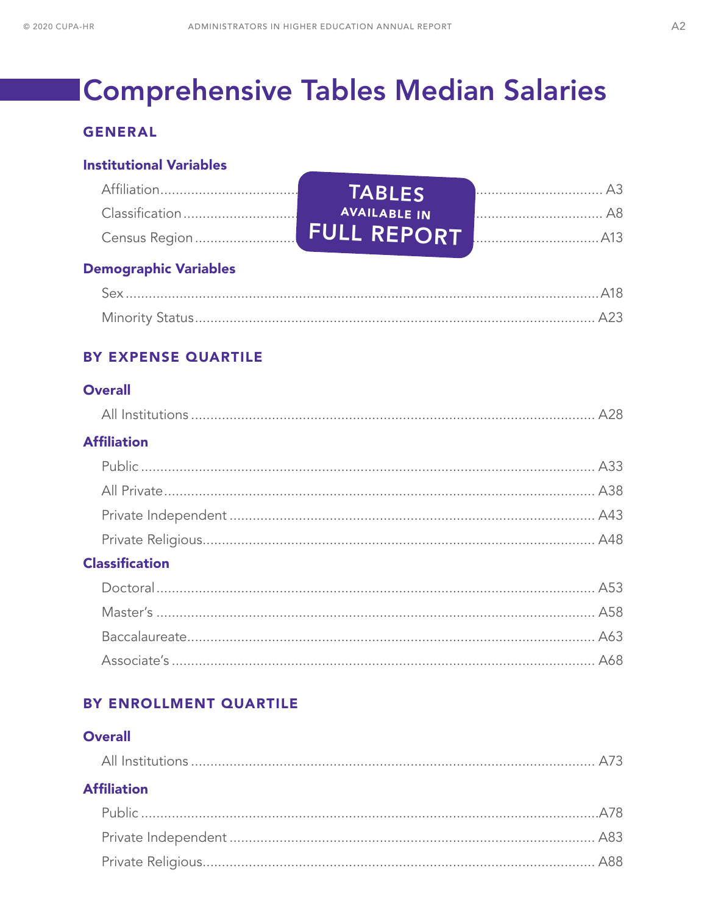# Comprehensive Tables Median Salaries

## GENERAL

### Institutional Variables

Affiliation ........................................ A3
Classification ........................................ A8
Census Region ........................................ A13

TABLES AVAILABLE IN FULL REPORT

### Demographic Variables

Sex ........................................ A18
Minority Status ........................................ A23

## BY EXPENSE QUARTILE

### Overall

All Institutions ........................................ A28

### Affiliation

Public ........................................ A33
All Private ........................................ A38
Private Independent ........................................ A43
Private Religious ........................................ A48

### Classification

Doctoral ........................................ A53
Master's ........................................ A58
Baccalaureate ........................................ A63
Associate's ........................................ A68

## BY ENROLLMENT QUARTILE

### Overall

All Institutions ........................................ A73

### Affiliation

Public ........................................ A78
Private Independent ........................................ A83
Private Religious ........................................ A88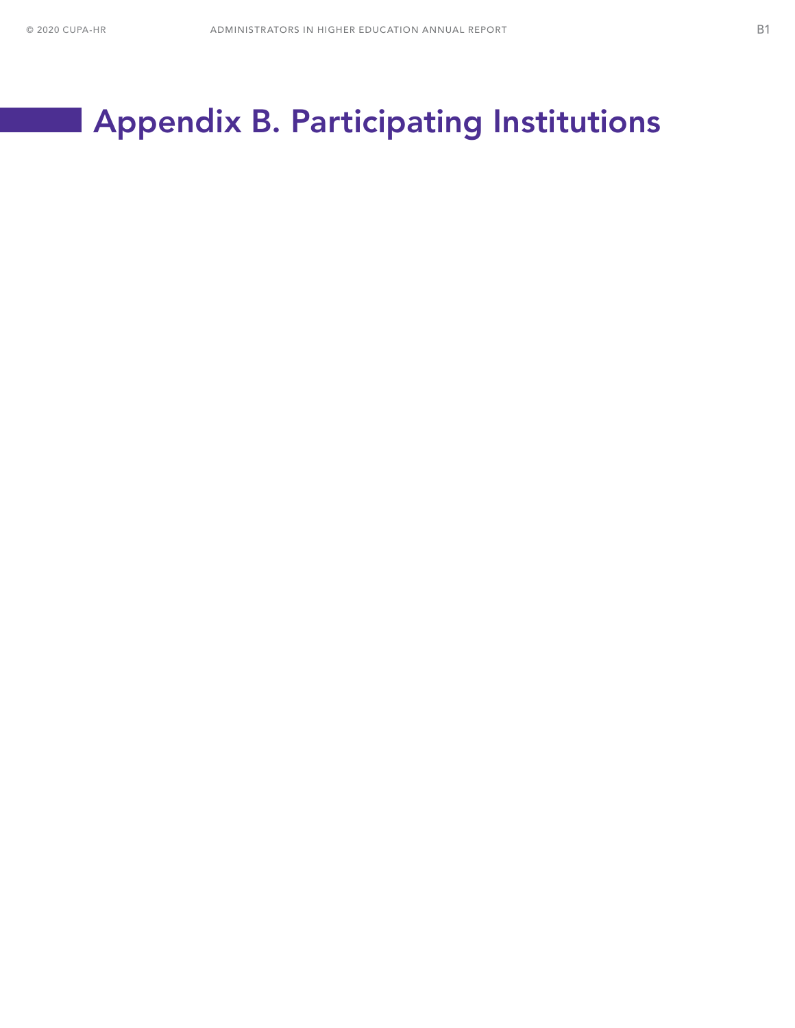# Appendix B. Participating Institutions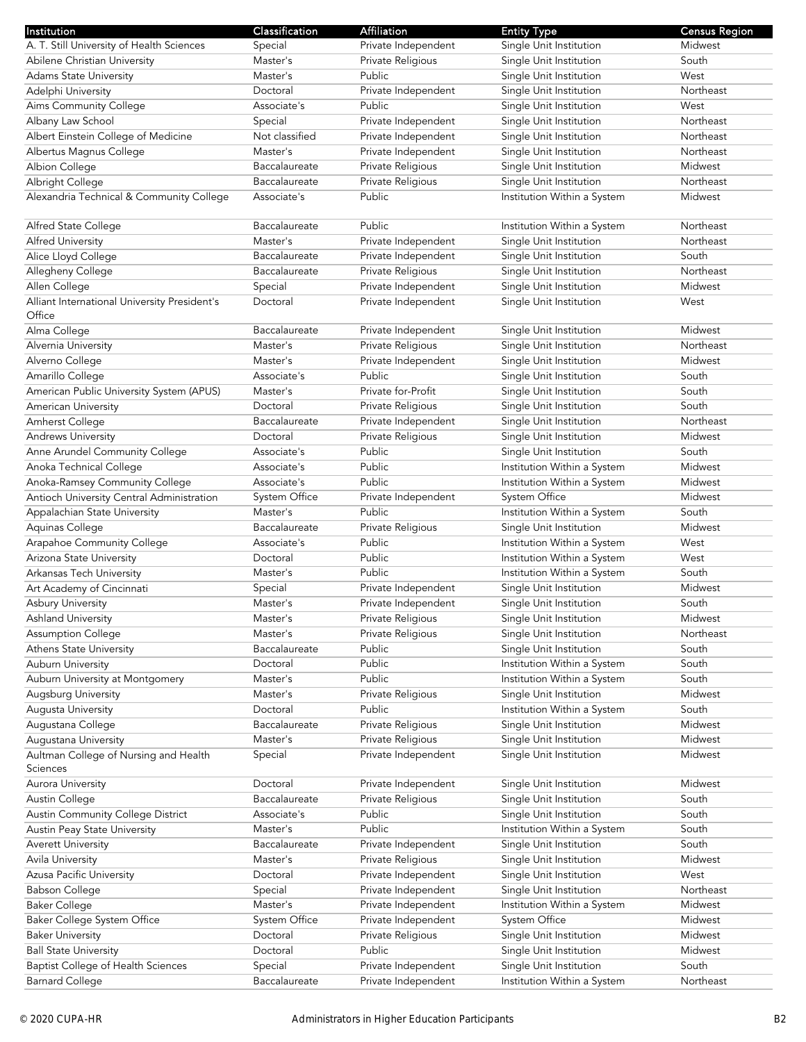| Institution | Classification | Affiliation | Entity Type | Census Region |
|---|---|---|---|---|
| A. T. Still University of Health Sciences | Special | Private Independent | Single Unit Institution | Midwest |
| Abilene Christian University | Master's | Private Religious | Single Unit Institution | South |
| Adams State University | Master's | Public | Single Unit Institution | West |
| Adelphi University | Doctoral | Private Independent | Single Unit Institution | Northeast |
| Aims Community College | Associate's | Public | Single Unit Institution | West |
| Albany Law School | Special | Private Independent | Single Unit Institution | Northeast |
| Albert Einstein College of Medicine | Not classified | Private Independent | Single Unit Institution | Northeast |
| Albertus Magnus College | Master's | Private Independent | Single Unit Institution | Northeast |
| Albion College | Baccalaureate | Private Religious | Single Unit Institution | Midwest |
| Albright College | Baccalaureate | Private Religious | Single Unit Institution | Northeast |
| Alexandria Technical & Community College | Associate's | Public | Institution Within a System | Midwest |
| Alfred State College | Baccalaureate | Public | Institution Within a System | Northeast |
| Alfred University | Master's | Private Independent | Single Unit Institution | Northeast |
| Alice Lloyd College | Baccalaureate | Private Independent | Single Unit Institution | South |
| Allegheny College | Baccalaureate | Private Religious | Single Unit Institution | Northeast |
| Allen College | Special | Private Independent | Single Unit Institution | Midwest |
| Alliant International University President's Office | Doctoral | Private Independent | Single Unit Institution | West |
| Alma College | Baccalaureate | Private Independent | Single Unit Institution | Midwest |
| Alvernia University | Master's | Private Religious | Single Unit Institution | Northeast |
| Alverno College | Master's | Private Independent | Single Unit Institution | Midwest |
| Amarillo College | Associate's | Public | Single Unit Institution | South |
| American Public University System (APUS) | Master's | Private for-Profit | Single Unit Institution | South |
| American University | Doctoral | Private Religious | Single Unit Institution | South |
| Amherst College | Baccalaureate | Private Independent | Single Unit Institution | Northeast |
| Andrews University | Doctoral | Private Religious | Single Unit Institution | Midwest |
| Anne Arundel Community College | Associate's | Public | Single Unit Institution | South |
| Anoka Technical College | Associate's | Public | Institution Within a System | Midwest |
| Anoka-Ramsey Community College | Associate's | Public | Institution Within a System | Midwest |
| Antioch University Central Administration | System Office | Private Independent | System Office | Midwest |
| Appalachian State University | Master's | Public | Institution Within a System | South |
| Aquinas College | Baccalaureate | Private Religious | Single Unit Institution | Midwest |
| Arapahoe Community College | Associate's | Public | Institution Within a System | West |
| Arizona State University | Doctoral | Public | Institution Within a System | West |
| Arkansas Tech University | Master's | Public | Institution Within a System | South |
| Art Academy of Cincinnati | Special | Private Independent | Single Unit Institution | Midwest |
| Asbury University | Master's | Private Independent | Single Unit Institution | South |
| Ashland University | Master's | Private Religious | Single Unit Institution | Midwest |
| Assumption College | Master's | Private Religious | Single Unit Institution | Northeast |
| Athens State University | Baccalaureate | Public | Single Unit Institution | South |
| Auburn University | Doctoral | Public | Institution Within a System | South |
| Auburn University at Montgomery | Master's | Public | Institution Within a System | South |
| Augsburg University | Master's | Private Religious | Single Unit Institution | Midwest |
| Augusta University | Doctoral | Public | Institution Within a System | South |
| Augustana College | Baccalaureate | Private Religious | Single Unit Institution | Midwest |
| Augustana University | Master's | Private Religious | Single Unit Institution | Midwest |
| Aultman College of Nursing and Health Sciences | Special | Private Independent | Single Unit Institution | Midwest |
| Aurora University | Doctoral | Private Independent | Single Unit Institution | Midwest |
| Austin College | Baccalaureate | Private Religious | Single Unit Institution | South |
| Austin Community College District | Associate's | Public | Single Unit Institution | South |
| Austin Peay State University | Master's | Public | Institution Within a System | South |
| Averett University | Baccalaureate | Private Independent | Single Unit Institution | South |
| Avila University | Master's | Private Religious | Single Unit Institution | Midwest |
| Azusa Pacific University | Doctoral | Private Independent | Single Unit Institution | West |
| Babson College | Special | Private Independent | Single Unit Institution | Northeast |
| Baker College | Master's | Private Independent | Institution Within a System | Midwest |
| Baker College System Office | System Office | Private Independent | System Office | Midwest |
| Baker University | Doctoral | Private Religious | Single Unit Institution | Midwest |
| Ball State University | Doctoral | Public | Single Unit Institution | Midwest |
| Baptist College of Health Sciences | Special | Private Independent | Single Unit Institution | South |
| Barnard College | Baccalaureate | Private Independent | Institution Within a System | Northeast |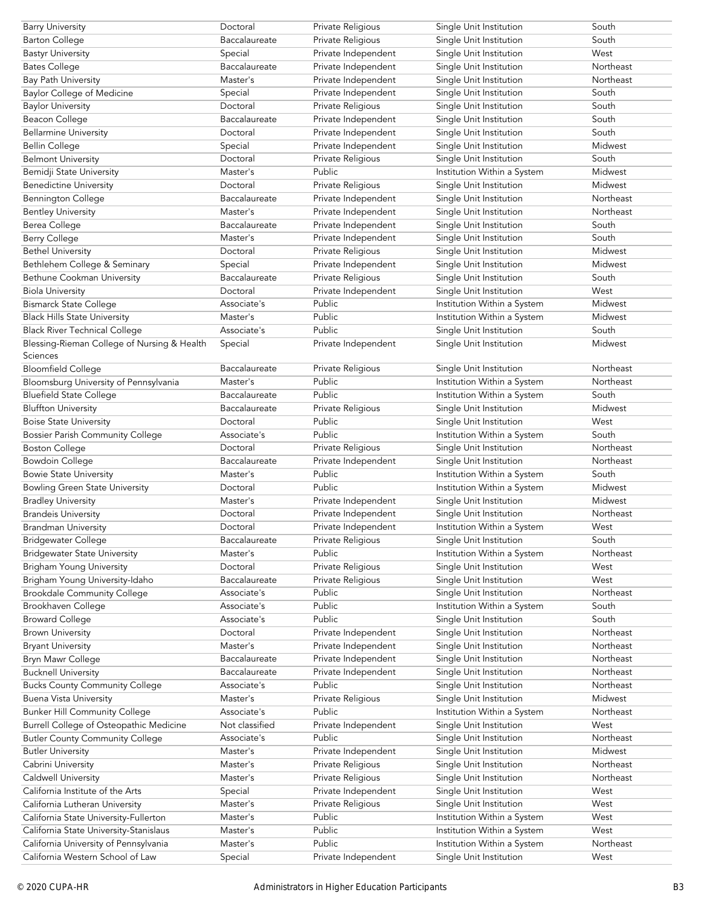| | | | | |
|---|---|---|---|---|
| Barry University | Doctoral | Private Religious | Single Unit Institution | South |
| Barton College | Baccalaureate | Private Religious | Single Unit Institution | South |
| Bastyr University | Special | Private Independent | Single Unit Institution | West |
| Bates College | Baccalaureate | Private Independent | Single Unit Institution | Northeast |
| Bay Path University | Master's | Private Independent | Single Unit Institution | Northeast |
| Baylor College of Medicine | Special | Private Independent | Single Unit Institution | South |
| Baylor University | Doctoral | Private Religious | Single Unit Institution | South |
| Beacon College | Baccalaureate | Private Independent | Single Unit Institution | South |
| Bellarmine University | Doctoral | Private Independent | Single Unit Institution | South |
| Bellin College | Special | Private Independent | Single Unit Institution | Midwest |
| Belmont University | Doctoral | Private Religious | Single Unit Institution | South |
| Bemidji State University | Master's | Public | Institution Within a System | Midwest |
| Benedictine University | Doctoral | Private Religious | Single Unit Institution | Midwest |
| Bennington College | Baccalaureate | Private Independent | Single Unit Institution | Northeast |
| Bentley University | Master's | Private Independent | Single Unit Institution | Northeast |
| Berea College | Baccalaureate | Private Independent | Single Unit Institution | South |
| Berry College | Master's | Private Independent | Single Unit Institution | South |
| Bethel University | Doctoral | Private Religious | Single Unit Institution | Midwest |
| Bethlehem College & Seminary | Special | Private Independent | Single Unit Institution | Midwest |
| Bethune Cookman University | Baccalaureate | Private Religious | Single Unit Institution | South |
| Biola University | Doctoral | Private Independent | Single Unit Institution | West |
| Bismarck State College | Associate's | Public | Institution Within a System | Midwest |
| Black Hills State University | Master's | Public | Institution Within a System | Midwest |
| Black River Technical College | Associate's | Public | Single Unit Institution | South |
| Blessing-Rieman College of Nursing & Health Sciences | Special | Private Independent | Single Unit Institution | Midwest |
| Bloomfield College | Baccalaureate | Private Religious | Single Unit Institution | Northeast |
| Bloomsburg University of Pennsylvania | Master's | Public | Institution Within a System | Northeast |
| Bluefield State College | Baccalaureate | Public | Institution Within a System | South |
| Bluffton University | Baccalaureate | Private Religious | Single Unit Institution | Midwest |
| Boise State University | Doctoral | Public | Single Unit Institution | West |
| Bossier Parish Community College | Associate's | Public | Institution Within a System | South |
| Boston College | Doctoral | Private Religious | Single Unit Institution | Northeast |
| Bowdoin College | Baccalaureate | Private Independent | Single Unit Institution | Northeast |
| Bowie State University | Master's | Public | Institution Within a System | South |
| Bowling Green State University | Doctoral | Public | Institution Within a System | Midwest |
| Bradley University | Master's | Private Independent | Single Unit Institution | Midwest |
| Brandeis University | Doctoral | Private Independent | Single Unit Institution | Northeast |
| Brandman University | Doctoral | Private Independent | Institution Within a System | West |
| Bridgewater College | Baccalaureate | Private Religious | Single Unit Institution | South |
| Bridgewater State University | Master's | Public | Institution Within a System | Northeast |
| Brigham Young University | Doctoral | Private Religious | Single Unit Institution | West |
| Brigham Young University-Idaho | Baccalaureate | Private Religious | Single Unit Institution | West |
| Brookdale Community College | Associate's | Public | Single Unit Institution | Northeast |
| Brookhaven College | Associate's | Public | Institution Within a System | South |
| Broward College | Associate's | Public | Single Unit Institution | South |
| Brown University | Doctoral | Private Independent | Single Unit Institution | Northeast |
| Bryant University | Master's | Private Independent | Single Unit Institution | Northeast |
| Bryn Mawr College | Baccalaureate | Private Independent | Single Unit Institution | Northeast |
| Bucknell University | Baccalaureate | Private Independent | Single Unit Institution | Northeast |
| Bucks County Community College | Associate's | Public | Single Unit Institution | Northeast |
| Buena Vista University | Master's | Private Religious | Single Unit Institution | Midwest |
| Bunker Hill Community College | Associate's | Public | Institution Within a System | Northeast |
| Burrell College of Osteopathic Medicine | Not classified | Private Independent | Single Unit Institution | West |
| Butler County Community College | Associate's | Public | Single Unit Institution | Northeast |
| Butler University | Master's | Private Independent | Single Unit Institution | Midwest |
| Cabrini University | Master's | Private Religious | Single Unit Institution | Northeast |
| Caldwell University | Master's | Private Religious | Single Unit Institution | Northeast |
| California Institute of the Arts | Special | Private Independent | Single Unit Institution | West |
| California Lutheran University | Master's | Private Religious | Single Unit Institution | West |
| California State University-Fullerton | Master's | Public | Institution Within a System | West |
| California State University-Stanislaus | Master's | Public | Institution Within a System | West |
| California University of Pennsylvania | Master's | Public | Institution Within a System | Northeast |
| California Western School of Law | Special | Private Independent | Single Unit Institution | West |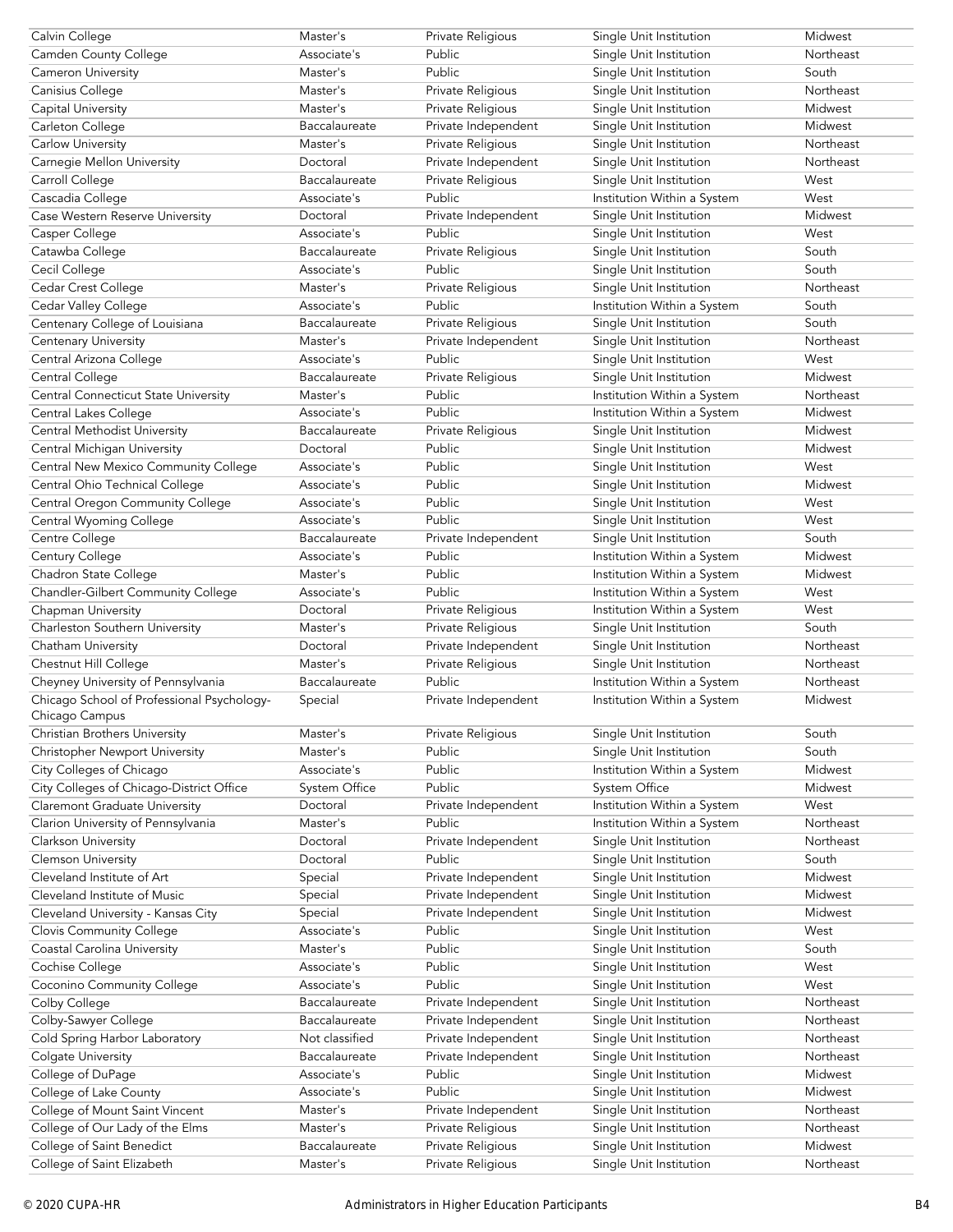| | | | | |
|---|---|---|---|---|
| Calvin College | Master's | Private Religious | Single Unit Institution | Midwest |
| Camden County College | Associate's | Public | Single Unit Institution | Northeast |
| Cameron University | Master's | Public | Single Unit Institution | South |
| Canisius College | Master's | Private Religious | Single Unit Institution | Northeast |
| Capital University | Master's | Private Religious | Single Unit Institution | Midwest |
| Carleton College | Baccalaureate | Private Independent | Single Unit Institution | Midwest |
| Carlow University | Master's | Private Religious | Single Unit Institution | Northeast |
| Carnegie Mellon University | Doctoral | Private Independent | Single Unit Institution | Northeast |
| Carroll College | Baccalaureate | Private Religious | Single Unit Institution | West |
| Cascadia College | Associate's | Public | Institution Within a System | West |
| Case Western Reserve University | Doctoral | Private Independent | Single Unit Institution | Midwest |
| Casper College | Associate's | Public | Single Unit Institution | West |
| Catawba College | Baccalaureate | Private Religious | Single Unit Institution | South |
| Cecil College | Associate's | Public | Single Unit Institution | South |
| Cedar Crest College | Master's | Private Religious | Single Unit Institution | Northeast |
| Cedar Valley College | Associate's | Public | Institution Within a System | South |
| Centenary College of Louisiana | Baccalaureate | Private Religious | Single Unit Institution | South |
| Centenary University | Master's | Private Independent | Single Unit Institution | Northeast |
| Central Arizona College | Associate's | Public | Single Unit Institution | West |
| Central College | Baccalaureate | Private Religious | Single Unit Institution | Midwest |
| Central Connecticut State University | Master's | Public | Institution Within a System | Northeast |
| Central Lakes College | Associate's | Public | Institution Within a System | Midwest |
| Central Methodist University | Baccalaureate | Private Religious | Single Unit Institution | Midwest |
| Central Michigan University | Doctoral | Public | Single Unit Institution | Midwest |
| Central New Mexico Community College | Associate's | Public | Single Unit Institution | West |
| Central Ohio Technical College | Associate's | Public | Single Unit Institution | Midwest |
| Central Oregon Community College | Associate's | Public | Single Unit Institution | West |
| Central Wyoming College | Associate's | Public | Single Unit Institution | West |
| Centre College | Baccalaureate | Private Independent | Single Unit Institution | South |
| Century College | Associate's | Public | Institution Within a System | Midwest |
| Chadron State College | Master's | Public | Institution Within a System | Midwest |
| Chandler-Gilbert Community College | Associate's | Public | Institution Within a System | West |
| Chapman University | Doctoral | Private Religious | Institution Within a System | West |
| Charleston Southern University | Master's | Private Religious | Single Unit Institution | South |
| Chatham University | Doctoral | Private Independent | Single Unit Institution | Northeast |
| Chestnut Hill College | Master's | Private Religious | Single Unit Institution | Northeast |
| Cheyney University of Pennsylvania | Baccalaureate | Public | Institution Within a System | Northeast |
| Chicago School of Professional Psychology-Chicago Campus | Special | Private Independent | Institution Within a System | Midwest |
| Christian Brothers University | Master's | Private Religious | Single Unit Institution | South |
| Christopher Newport University | Master's | Public | Single Unit Institution | South |
| City Colleges of Chicago | Associate's | Public | Institution Within a System | Midwest |
| City Colleges of Chicago-District Office | System Office | Public | System Office | Midwest |
| Claremont Graduate University | Doctoral | Private Independent | Institution Within a System | West |
| Clarion University of Pennsylvania | Master's | Public | Institution Within a System | Northeast |
| Clarkson University | Doctoral | Private Independent | Single Unit Institution | Northeast |
| Clemson University | Doctoral | Public | Single Unit Institution | South |
| Cleveland Institute of Art | Special | Private Independent | Single Unit Institution | Midwest |
| Cleveland Institute of Music | Special | Private Independent | Single Unit Institution | Midwest |
| Cleveland University - Kansas City | Special | Private Independent | Single Unit Institution | Midwest |
| Clovis Community College | Associate's | Public | Single Unit Institution | West |
| Coastal Carolina University | Master's | Public | Single Unit Institution | South |
| Cochise College | Associate's | Public | Single Unit Institution | West |
| Coconino Community College | Associate's | Public | Single Unit Institution | West |
| Colby College | Baccalaureate | Private Independent | Single Unit Institution | Northeast |
| Colby-Sawyer College | Baccalaureate | Private Independent | Single Unit Institution | Northeast |
| Cold Spring Harbor Laboratory | Not classified | Private Independent | Single Unit Institution | Northeast |
| Colgate University | Baccalaureate | Private Independent | Single Unit Institution | Northeast |
| College of DuPage | Associate's | Public | Single Unit Institution | Midwest |
| College of Lake County | Associate's | Public | Single Unit Institution | Midwest |
| College of Mount Saint Vincent | Master's | Private Independent | Single Unit Institution | Northeast |
| College of Our Lady of the Elms | Master's | Private Religious | Single Unit Institution | Northeast |
| College of Saint Benedict | Baccalaureate | Private Religious | Single Unit Institution | Midwest |
| College of Saint Elizabeth | Master's | Private Religious | Single Unit Institution | Northeast |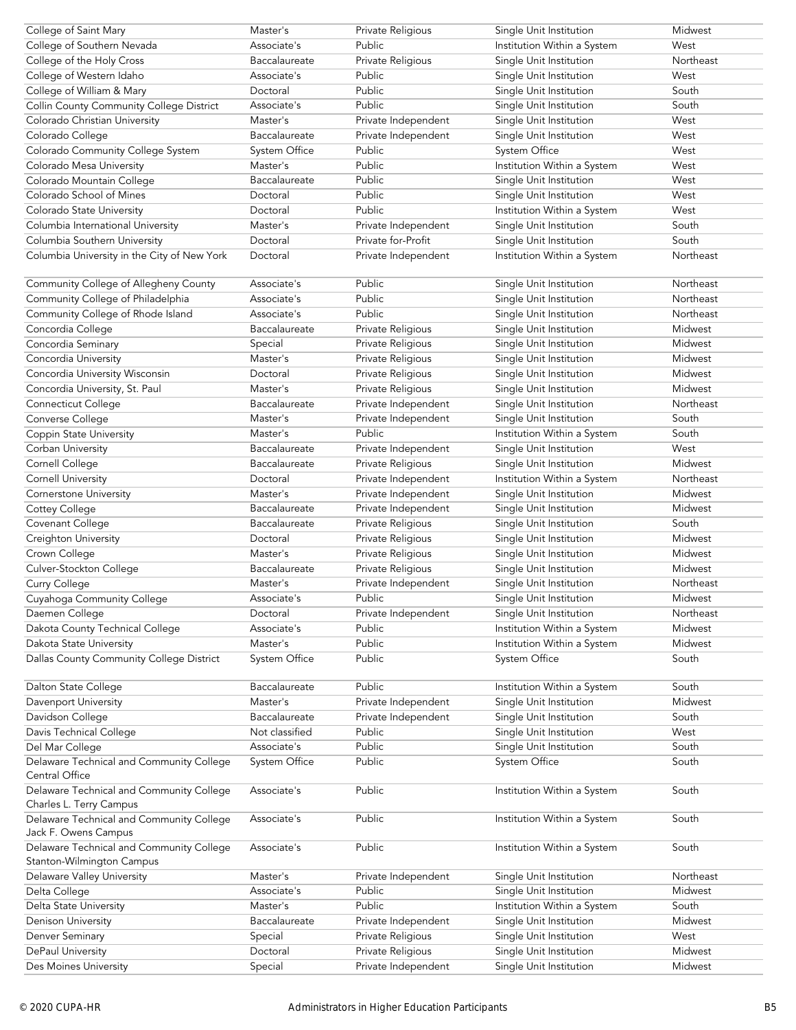| | | | | |
|---|---|---|---|---|
| College of Saint Mary | Master's | Private Religious | Single Unit Institution | Midwest |
| College of Southern Nevada | Associate's | Public | Institution Within a System | West |
| College of the Holy Cross | Baccalaureate | Private Religious | Single Unit Institution | Northeast |
| College of Western Idaho | Associate's | Public | Single Unit Institution | West |
| College of William & Mary | Doctoral | Public | Single Unit Institution | South |
| Collin County Community College District | Associate's | Public | Single Unit Institution | South |
| Colorado Christian University | Master's | Private Independent | Single Unit Institution | West |
| Colorado College | Baccalaureate | Private Independent | Single Unit Institution | West |
| Colorado Community College System | System Office | Public | System Office | West |
| Colorado Mesa University | Master's | Public | Institution Within a System | West |
| Colorado Mountain College | Baccalaureate | Public | Single Unit Institution | West |
| Colorado School of Mines | Doctoral | Public | Single Unit Institution | West |
| Colorado State University | Doctoral | Public | Institution Within a System | West |
| Columbia International University | Master's | Private Independent | Single Unit Institution | South |
| Columbia Southern University | Doctoral | Private for-Profit | Single Unit Institution | South |
| Columbia University in the City of New York | Doctoral | Private Independent | Institution Within a System | Northeast |
| Community College of Allegheny County | Associate's | Public | Single Unit Institution | Northeast |
| Community College of Philadelphia | Associate's | Public | Single Unit Institution | Northeast |
| Community College of Rhode Island | Associate's | Public | Single Unit Institution | Northeast |
| Concordia College | Baccalaureate | Private Religious | Single Unit Institution | Midwest |
| Concordia Seminary | Special | Private Religious | Single Unit Institution | Midwest |
| Concordia University | Master's | Private Religious | Single Unit Institution | Midwest |
| Concordia University Wisconsin | Doctoral | Private Religious | Single Unit Institution | Midwest |
| Concordia University, St. Paul | Master's | Private Religious | Single Unit Institution | Midwest |
| Connecticut College | Baccalaureate | Private Independent | Single Unit Institution | Northeast |
| Converse College | Master's | Private Independent | Single Unit Institution | South |
| Coppin State University | Master's | Public | Institution Within a System | South |
| Corban University | Baccalaureate | Private Independent | Single Unit Institution | West |
| Cornell College | Baccalaureate | Private Religious | Single Unit Institution | Midwest |
| Cornell University | Doctoral | Private Independent | Institution Within a System | Northeast |
| Cornerstone University | Master's | Private Independent | Single Unit Institution | Midwest |
| Cottey College | Baccalaureate | Private Independent | Single Unit Institution | Midwest |
| Covenant College | Baccalaureate | Private Religious | Single Unit Institution | South |
| Creighton University | Doctoral | Private Religious | Single Unit Institution | Midwest |
| Crown College | Master's | Private Religious | Single Unit Institution | Midwest |
| Culver-Stockton College | Baccalaureate | Private Religious | Single Unit Institution | Midwest |
| Curry College | Master's | Private Independent | Single Unit Institution | Northeast |
| Cuyahoga Community College | Associate's | Public | Single Unit Institution | Midwest |
| Daemen College | Doctoral | Private Independent | Single Unit Institution | Northeast |
| Dakota County Technical College | Associate's | Public | Institution Within a System | Midwest |
| Dakota State University | Master's | Public | Institution Within a System | Midwest |
| Dallas County Community College District | System Office | Public | System Office | South |
| Dalton State College | Baccalaureate | Public | Institution Within a System | South |
| Davenport University | Master's | Private Independent | Single Unit Institution | Midwest |
| Davidson College | Baccalaureate | Private Independent | Single Unit Institution | South |
| Davis Technical College | Not classified | Public | Single Unit Institution | West |
| Del Mar College | Associate's | Public | Single Unit Institution | South |
| Delaware Technical and Community College Central Office | System Office | Public | System Office | South |
| Delaware Technical and Community College Charles L. Terry Campus | Associate's | Public | Institution Within a System | South |
| Delaware Technical and Community College Jack F. Owens Campus | Associate's | Public | Institution Within a System | South |
| Delaware Technical and Community College Stanton-Wilmington Campus | Associate's | Public | Institution Within a System | South |
| Delaware Valley University | Master's | Private Independent | Single Unit Institution | Northeast |
| Delta College | Associate's | Public | Single Unit Institution | Midwest |
| Delta State University | Master's | Public | Institution Within a System | South |
| Denison University | Baccalaureate | Private Independent | Single Unit Institution | Midwest |
| Denver Seminary | Special | Private Religious | Single Unit Institution | West |
| DePaul University | Doctoral | Private Religious | Single Unit Institution | Midwest |
| Des Moines University | Special | Private Independent | Single Unit Institution | Midwest |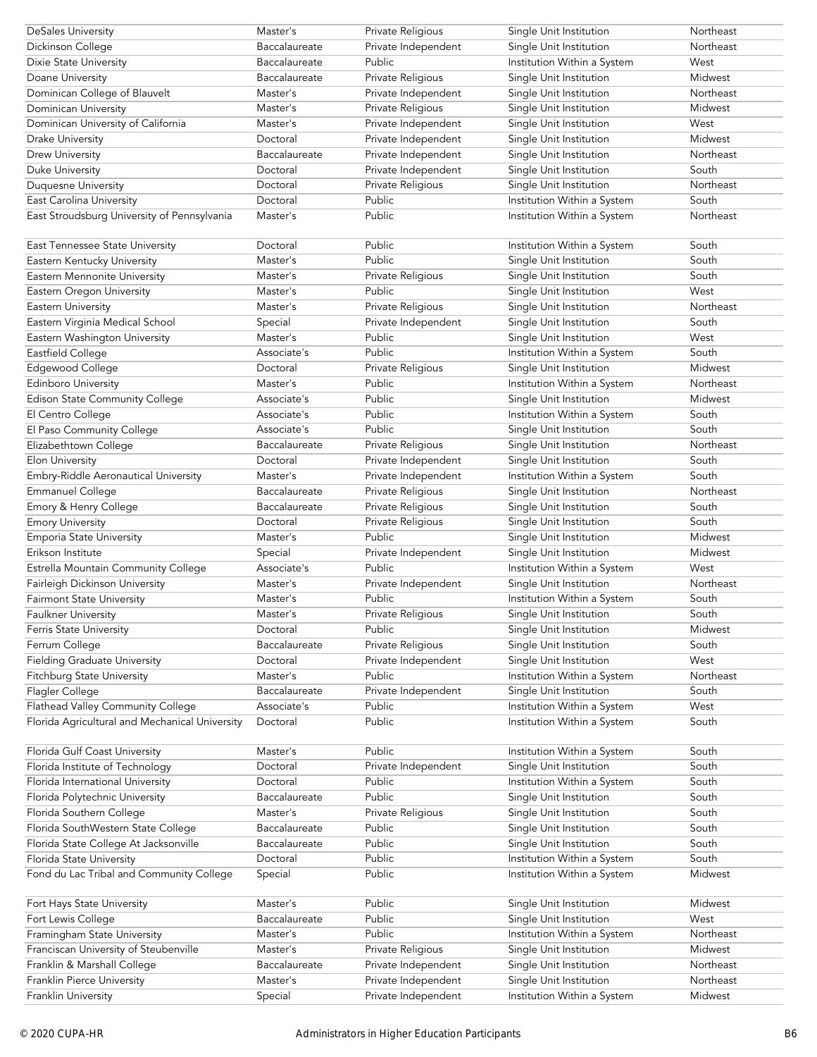| | | | | |
|---|---|---|---|---|
| DeSales University | Master's | Private Religious | Single Unit Institution | Northeast |
| Dickinson College | Baccalaureate | Private Independent | Single Unit Institution | Northeast |
| Dixie State University | Baccalaureate | Public | Institution Within a System | West |
| Doane University | Baccalaureate | Private Religious | Single Unit Institution | Midwest |
| Dominican College of Blauvelt | Master's | Private Independent | Single Unit Institution | Northeast |
| Dominican University | Master's | Private Religious | Single Unit Institution | Midwest |
| Dominican University of California | Master's | Private Independent | Single Unit Institution | West |
| Drake University | Doctoral | Private Independent | Single Unit Institution | Midwest |
| Drew University | Baccalaureate | Private Independent | Single Unit Institution | Northeast |
| Duke University | Doctoral | Private Independent | Single Unit Institution | South |
| Duquesne University | Doctoral | Private Religious | Single Unit Institution | Northeast |
| East Carolina University | Doctoral | Public | Institution Within a System | South |
| East Stroudsburg University of Pennsylvania | Master's | Public | Institution Within a System | Northeast |
| East Tennessee State University | Doctoral | Public | Institution Within a System | South |
| Eastern Kentucky University | Master's | Public | Single Unit Institution | South |
| Eastern Mennonite University | Master's | Private Religious | Single Unit Institution | South |
| Eastern Oregon University | Master's | Public | Single Unit Institution | West |
| Eastern University | Master's | Private Religious | Single Unit Institution | Northeast |
| Eastern Virginia Medical School | Special | Private Independent | Single Unit Institution | South |
| Eastern Washington University | Master's | Public | Single Unit Institution | West |
| Eastfield College | Associate's | Public | Institution Within a System | South |
| Edgewood College | Doctoral | Private Religious | Single Unit Institution | Midwest |
| Edinboro University | Master's | Public | Institution Within a System | Northeast |
| Edison State Community College | Associate's | Public | Single Unit Institution | Midwest |
| El Centro College | Associate's | Public | Institution Within a System | South |
| El Paso Community College | Associate's | Public | Single Unit Institution | South |
| Elizabethtown College | Baccalaureate | Private Religious | Single Unit Institution | Northeast |
| Elon University | Doctoral | Private Independent | Single Unit Institution | South |
| Embry-Riddle Aeronautical University | Master's | Private Independent | Institution Within a System | South |
| Emmanuel College | Baccalaureate | Private Religious | Single Unit Institution | Northeast |
| Emory & Henry College | Baccalaureate | Private Religious | Single Unit Institution | South |
| Emory University | Doctoral | Private Religious | Single Unit Institution | South |
| Emporia State University | Master's | Public | Single Unit Institution | Midwest |
| Erikson Institute | Special | Private Independent | Single Unit Institution | Midwest |
| Estrella Mountain Community College | Associate's | Public | Institution Within a System | West |
| Fairleigh Dickinson University | Master's | Private Independent | Single Unit Institution | Northeast |
| Fairmont State University | Master's | Public | Institution Within a System | South |
| Faulkner University | Master's | Private Religious | Single Unit Institution | South |
| Ferris State University | Doctoral | Public | Single Unit Institution | Midwest |
| Ferrum College | Baccalaureate | Private Religious | Single Unit Institution | South |
| Fielding Graduate University | Doctoral | Private Independent | Single Unit Institution | West |
| Fitchburg State University | Master's | Public | Institution Within a System | Northeast |
| Flagler College | Baccalaureate | Private Independent | Single Unit Institution | South |
| Flathead Valley Community College | Associate's | Public | Institution Within a System | West |
| Florida Agricultural and Mechanical University | Doctoral | Public | Institution Within a System | South |
| Florida Gulf Coast University | Master's | Public | Institution Within a System | South |
| Florida Institute of Technology | Doctoral | Private Independent | Single Unit Institution | South |
| Florida International University | Doctoral | Public | Institution Within a System | South |
| Florida Polytechnic University | Baccalaureate | Public | Single Unit Institution | South |
| Florida Southern College | Master's | Private Religious | Single Unit Institution | South |
| Florida SouthWestern State College | Baccalaureate | Public | Single Unit Institution | South |
| Florida State College At Jacksonville | Baccalaureate | Public | Single Unit Institution | South |
| Florida State University | Doctoral | Public | Institution Within a System | South |
| Fond du Lac Tribal and Community College | Special | Public | Institution Within a System | Midwest |
| Fort Hays State University | Master's | Public | Single Unit Institution | Midwest |
| Fort Lewis College | Baccalaureate | Public | Single Unit Institution | West |
| Framingham State University | Master's | Public | Institution Within a System | Northeast |
| Franciscan University of Steubenville | Master's | Private Religious | Single Unit Institution | Midwest |
| Franklin & Marshall College | Baccalaureate | Private Independent | Single Unit Institution | Northeast |
| Franklin Pierce University | Master's | Private Independent | Single Unit Institution | Northeast |
| Franklin University | Special | Private Independent | Institution Within a System | Midwest |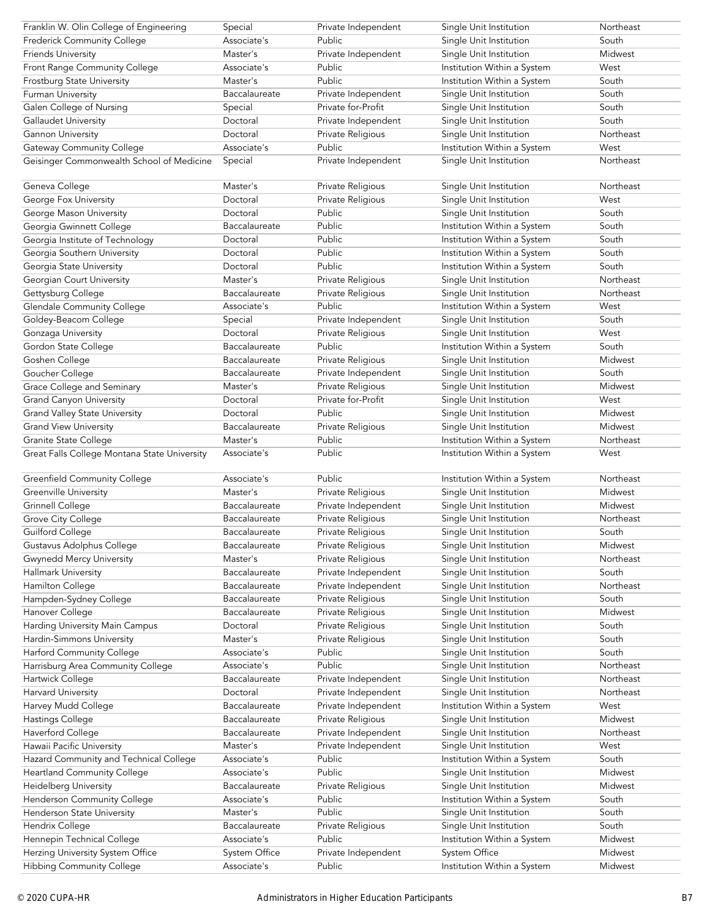| Franklin W. Olin College of Engineering | Special | Private Independent | Single Unit Institution | Northeast |
|---|---|---|---|---|
| Frederick Community College | Associate's | Public | Single Unit Institution | South |
| Friends University | Master's | Private Independent | Single Unit Institution | Midwest |
| Front Range Community College | Associate's | Public | Institution Within a System | West |
| Frostburg State University | Master's | Public | Institution Within a System | South |
| Furman University | Baccalaureate | Private Independent | Single Unit Institution | South |
| Galen College of Nursing | Special | Private for-Profit | Single Unit Institution | South |
| Gallaudet University | Doctoral | Private Independent | Single Unit Institution | South |
| Gannon University | Doctoral | Private Religious | Single Unit Institution | Northeast |
| Gateway Community College | Associate's | Public | Institution Within a System | West |
| Geisinger Commonwealth School of Medicine | Special | Private Independent | Single Unit Institution | Northeast |
| Geneva College | Master's | Private Religious | Single Unit Institution | Northeast |
| George Fox University | Doctoral | Private Religious | Single Unit Institution | West |
| George Mason University | Doctoral | Public | Single Unit Institution | South |
| Georgia Gwinnett College | Baccalaureate | Public | Institution Within a System | South |
| Georgia Institute of Technology | Doctoral | Public | Institution Within a System | South |
| Georgia Southern University | Doctoral | Public | Institution Within a System | South |
| Georgia State University | Doctoral | Public | Institution Within a System | South |
| Georgian Court University | Master's | Private Religious | Single Unit Institution | Northeast |
| Gettysburg College | Baccalaureate | Private Religious | Single Unit Institution | Northeast |
| Glendale Community College | Associate's | Public | Institution Within a System | West |
| Goldey-Beacom College | Special | Private Independent | Single Unit Institution | South |
| Gonzaga University | Doctoral | Private Religious | Single Unit Institution | West |
| Gordon State College | Baccalaureate | Public | Institution Within a System | South |
| Goshen College | Baccalaureate | Private Religious | Single Unit Institution | Midwest |
| Goucher College | Baccalaureate | Private Independent | Single Unit Institution | South |
| Grace College and Seminary | Master's | Private Religious | Single Unit Institution | Midwest |
| Grand Canyon University | Doctoral | Private for-Profit | Single Unit Institution | West |
| Grand Valley State University | Doctoral | Public | Single Unit Institution | Midwest |
| Grand View University | Baccalaureate | Private Religious | Single Unit Institution | Midwest |
| Granite State College | Master's | Public | Institution Within a System | Northeast |
| Great Falls College Montana State University | Associate's | Public | Institution Within a System | West |
| Greenfield Community College | Associate's | Public | Institution Within a System | Northeast |
| Greenville University | Master's | Private Religious | Single Unit Institution | Midwest |
| Grinnell College | Baccalaureate | Private Independent | Single Unit Institution | Midwest |
| Grove City College | Baccalaureate | Private Religious | Single Unit Institution | Northeast |
| Guilford College | Baccalaureate | Private Religious | Single Unit Institution | South |
| Gustavus Adolphus College | Baccalaureate | Private Religious | Single Unit Institution | Midwest |
| Gwynedd Mercy University | Master's | Private Religious | Single Unit Institution | Northeast |
| Hallmark University | Baccalaureate | Private Independent | Single Unit Institution | South |
| Hamilton College | Baccalaureate | Private Independent | Single Unit Institution | Northeast |
| Hampden-Sydney College | Baccalaureate | Private Religious | Single Unit Institution | South |
| Hanover College | Baccalaureate | Private Religious | Single Unit Institution | Midwest |
| Harding University Main Campus | Doctoral | Private Religious | Single Unit Institution | South |
| Hardin-Simmons University | Master's | Private Religious | Single Unit Institution | South |
| Harford Community College | Associate's | Public | Single Unit Institution | South |
| Harrisburg Area Community College | Associate's | Public | Single Unit Institution | Northeast |
| Hartwick College | Baccalaureate | Private Independent | Single Unit Institution | Northeast |
| Harvard University | Doctoral | Private Independent | Single Unit Institution | Northeast |
| Harvey Mudd College | Baccalaureate | Private Independent | Institution Within a System | West |
| Hastings College | Baccalaureate | Private Religious | Single Unit Institution | Midwest |
| Haverford College | Baccalaureate | Private Independent | Single Unit Institution | Northeast |
| Hawaii Pacific University | Master's | Private Independent | Single Unit Institution | West |
| Hazard Community and Technical College | Associate's | Public | Institution Within a System | South |
| Heartland Community College | Associate's | Public | Single Unit Institution | Midwest |
| Heidelberg University | Baccalaureate | Private Religious | Single Unit Institution | Midwest |
| Henderson Community College | Associate's | Public | Institution Within a System | South |
| Henderson State University | Master's | Public | Single Unit Institution | South |
| Hendrix College | Baccalaureate | Private Religious | Single Unit Institution | South |
| Hennepin Technical College | Associate's | Public | Institution Within a System | Midwest |
| Herzing University System Office | System Office | Private Independent | System Office | Midwest |
| Hibbing Community College | Associate's | Public | Institution Within a System | Midwest |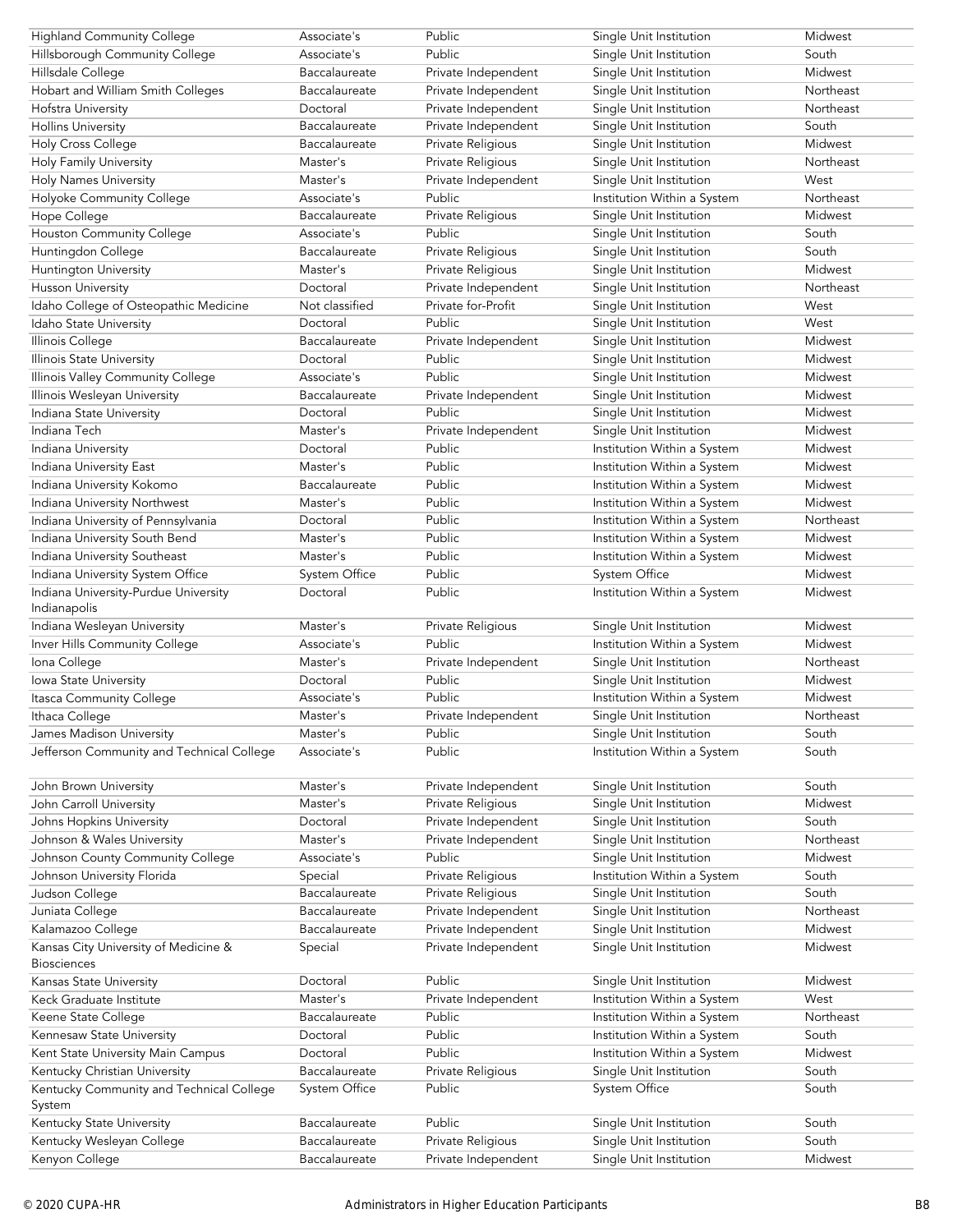| | | | | |
|---|---|---|---|---|
| Highland Community College | Associate's | Public | Single Unit Institution | Midwest |
| Hillsborough Community College | Associate's | Public | Single Unit Institution | South |
| Hillsdale College | Baccalaureate | Private Independent | Single Unit Institution | Midwest |
| Hobart and William Smith Colleges | Baccalaureate | Private Independent | Single Unit Institution | Northeast |
| Hofstra University | Doctoral | Private Independent | Single Unit Institution | Northeast |
| Hollins University | Baccalaureate | Private Independent | Single Unit Institution | South |
| Holy Cross College | Baccalaureate | Private Religious | Single Unit Institution | Midwest |
| Holy Family University | Master's | Private Religious | Single Unit Institution | Northeast |
| Holy Names University | Master's | Private Independent | Single Unit Institution | West |
| Holyoke Community College | Associate's | Public | Institution Within a System | Northeast |
| Hope College | Baccalaureate | Private Religious | Single Unit Institution | Midwest |
| Houston Community College | Associate's | Public | Single Unit Institution | South |
| Huntingdon College | Baccalaureate | Private Religious | Single Unit Institution | South |
| Huntington University | Master's | Private Religious | Single Unit Institution | Midwest |
| Husson University | Doctoral | Private Independent | Single Unit Institution | Northeast |
| Idaho College of Osteopathic Medicine | Not classified | Private for-Profit | Single Unit Institution | West |
| Idaho State University | Doctoral | Public | Single Unit Institution | West |
| Illinois College | Baccalaureate | Private Independent | Single Unit Institution | Midwest |
| Illinois State University | Doctoral | Public | Single Unit Institution | Midwest |
| Illinois Valley Community College | Associate's | Public | Single Unit Institution | Midwest |
| Illinois Wesleyan University | Baccalaureate | Private Independent | Single Unit Institution | Midwest |
| Indiana State University | Doctoral | Public | Single Unit Institution | Midwest |
| Indiana Tech | Master's | Private Independent | Single Unit Institution | Midwest |
| Indiana University | Doctoral | Public | Institution Within a System | Midwest |
| Indiana University East | Master's | Public | Institution Within a System | Midwest |
| Indiana University Kokomo | Baccalaureate | Public | Institution Within a System | Midwest |
| Indiana University Northwest | Master's | Public | Institution Within a System | Midwest |
| Indiana University of Pennsylvania | Doctoral | Public | Institution Within a System | Northeast |
| Indiana University South Bend | Master's | Public | Institution Within a System | Midwest |
| Indiana University Southeast | Master's | Public | Institution Within a System | Midwest |
| Indiana University System Office | System Office | Public | System Office | Midwest |
| Indiana University-Purdue University Indianapolis | Doctoral | Public | Institution Within a System | Midwest |
| Indiana Wesleyan University | Master's | Private Religious | Single Unit Institution | Midwest |
| Inver Hills Community College | Associate's | Public | Institution Within a System | Midwest |
| Iona College | Master's | Private Independent | Single Unit Institution | Northeast |
| Iowa State University | Doctoral | Public | Single Unit Institution | Midwest |
| Itasca Community College | Associate's | Public | Institution Within a System | Midwest |
| Ithaca College | Master's | Private Independent | Single Unit Institution | Northeast |
| James Madison University | Master's | Public | Single Unit Institution | South |
| Jefferson Community and Technical College | Associate's | Public | Institution Within a System | South |
| John Brown University | Master's | Private Independent | Single Unit Institution | South |
| John Carroll University | Master's | Private Religious | Single Unit Institution | Midwest |
| Johns Hopkins University | Doctoral | Private Independent | Single Unit Institution | South |
| Johnson & Wales University | Master's | Private Independent | Single Unit Institution | Northeast |
| Johnson County Community College | Associate's | Public | Single Unit Institution | Midwest |
| Johnson University Florida | Special | Private Religious | Institution Within a System | South |
| Judson College | Baccalaureate | Private Religious | Single Unit Institution | South |
| Juniata College | Baccalaureate | Private Independent | Single Unit Institution | Northeast |
| Kalamazoo College | Baccalaureate | Private Independent | Single Unit Institution | Midwest |
| Kansas City University of Medicine & Biosciences | Special | Private Independent | Single Unit Institution | Midwest |
| Kansas State University | Doctoral | Public | Single Unit Institution | Midwest |
| Keck Graduate Institute | Master's | Private Independent | Institution Within a System | West |
| Keene State College | Baccalaureate | Public | Institution Within a System | Northeast |
| Kennesaw State University | Doctoral | Public | Institution Within a System | South |
| Kent State University Main Campus | Doctoral | Public | Institution Within a System | Midwest |
| Kentucky Christian University | Baccalaureate | Private Religious | Single Unit Institution | South |
| Kentucky Community and Technical College System | System Office | Public | System Office | South |
| Kentucky State University | Baccalaureate | Public | Single Unit Institution | South |
| Kentucky Wesleyan College | Baccalaureate | Private Religious | Single Unit Institution | South |
| Kenyon College | Baccalaureate | Private Independent | Single Unit Institution | Midwest |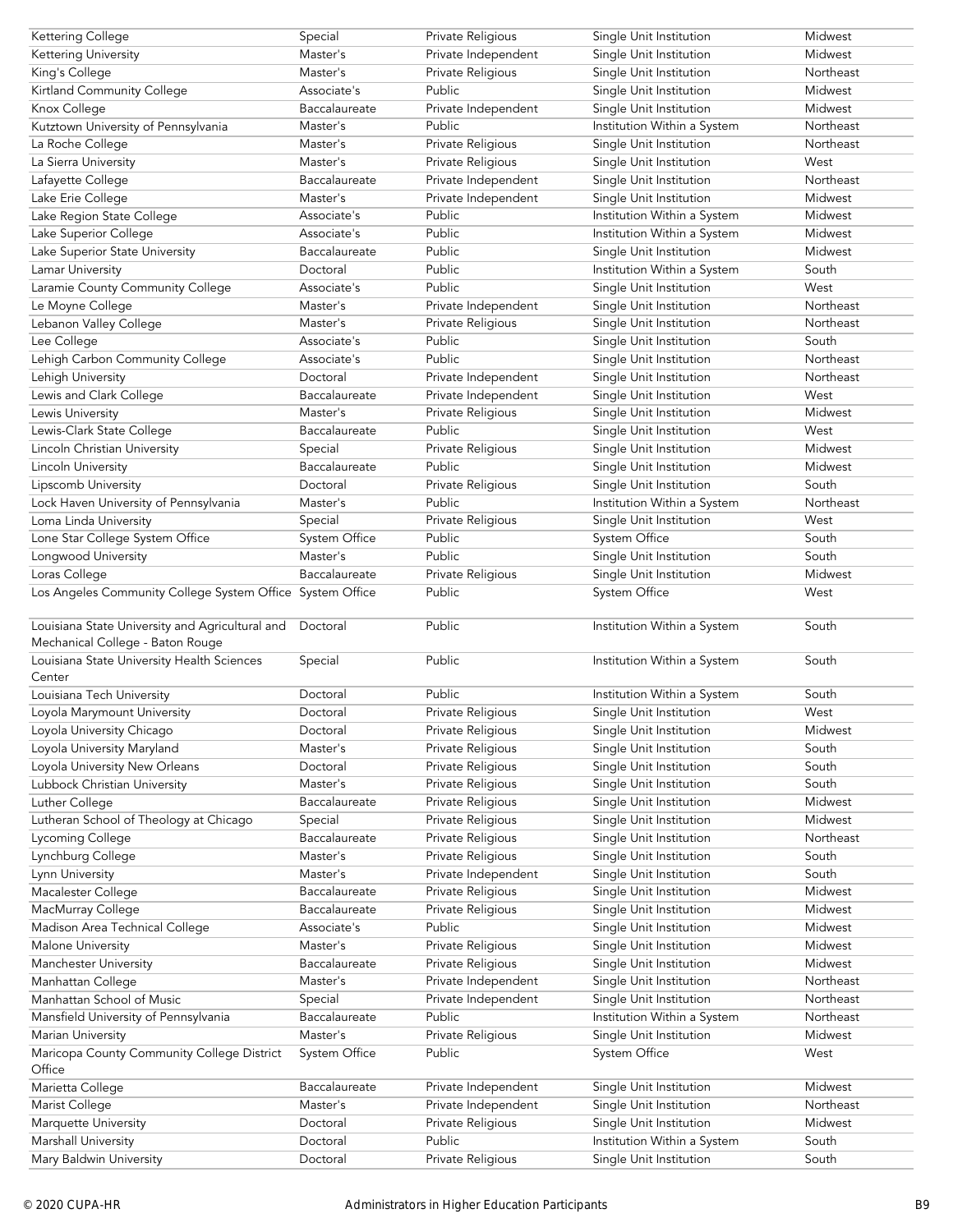| | | | | |
|---|---|---|---|---|
| Kettering College | Special | Private Religious | Single Unit Institution | Midwest |
| Kettering University | Master's | Private Independent | Single Unit Institution | Midwest |
| King's College | Master's | Private Religious | Single Unit Institution | Northeast |
| Kirtland Community College | Associate's | Public | Single Unit Institution | Midwest |
| Knox College | Baccalaureate | Private Independent | Single Unit Institution | Midwest |
| Kutztown University of Pennsylvania | Master's | Public | Institution Within a System | Northeast |
| La Roche College | Master's | Private Religious | Single Unit Institution | Northeast |
| La Sierra University | Master's | Private Religious | Single Unit Institution | West |
| Lafayette College | Baccalaureate | Private Independent | Single Unit Institution | Northeast |
| Lake Erie College | Master's | Private Independent | Single Unit Institution | Midwest |
| Lake Region State College | Associate's | Public | Institution Within a System | Midwest |
| Lake Superior College | Associate's | Public | Institution Within a System | Midwest |
| Lake Superior State University | Baccalaureate | Public | Single Unit Institution | Midwest |
| Lamar University | Doctoral | Public | Institution Within a System | South |
| Laramie County Community College | Associate's | Public | Single Unit Institution | West |
| Le Moyne College | Master's | Private Independent | Single Unit Institution | Northeast |
| Lebanon Valley College | Master's | Private Religious | Single Unit Institution | Northeast |
| Lee College | Associate's | Public | Single Unit Institution | South |
| Lehigh Carbon Community College | Associate's | Public | Single Unit Institution | Northeast |
| Lehigh University | Doctoral | Private Independent | Single Unit Institution | Northeast |
| Lewis and Clark College | Baccalaureate | Private Independent | Single Unit Institution | West |
| Lewis University | Master's | Private Religious | Single Unit Institution | Midwest |
| Lewis-Clark State College | Baccalaureate | Public | Single Unit Institution | West |
| Lincoln Christian University | Special | Private Religious | Single Unit Institution | Midwest |
| Lincoln University | Baccalaureate | Public | Single Unit Institution | Midwest |
| Lipscomb University | Doctoral | Private Religious | Single Unit Institution | South |
| Lock Haven University of Pennsylvania | Master's | Public | Institution Within a System | Northeast |
| Loma Linda University | Special | Private Religious | Single Unit Institution | West |
| Lone Star College System Office | System Office | Public | System Office | South |
| Longwood University | Master's | Public | Single Unit Institution | South |
| Loras College | Baccalaureate | Private Religious | Single Unit Institution | Midwest |
| Los Angeles Community College System Office | System Office | Public | System Office | West |
| Louisiana State University and Agricultural and Mechanical College - Baton Rouge | Doctoral | Public | Institution Within a System | South |
| Louisiana State University Health Sciences Center | Special | Public | Institution Within a System | South |
| Louisiana Tech University | Doctoral | Public | Institution Within a System | South |
| Loyola Marymount University | Doctoral | Private Religious | Single Unit Institution | West |
| Loyola University Chicago | Doctoral | Private Religious | Single Unit Institution | Midwest |
| Loyola University Maryland | Master's | Private Religious | Single Unit Institution | South |
| Loyola University New Orleans | Doctoral | Private Religious | Single Unit Institution | South |
| Lubbock Christian University | Master's | Private Religious | Single Unit Institution | South |
| Luther College | Baccalaureate | Private Religious | Single Unit Institution | Midwest |
| Lutheran School of Theology at Chicago | Special | Private Religious | Single Unit Institution | Midwest |
| Lycoming College | Baccalaureate | Private Religious | Single Unit Institution | Northeast |
| Lynchburg College | Master's | Private Religious | Single Unit Institution | South |
| Lynn University | Master's | Private Independent | Single Unit Institution | South |
| Macalester College | Baccalaureate | Private Religious | Single Unit Institution | Midwest |
| MacMurray College | Baccalaureate | Private Religious | Single Unit Institution | Midwest |
| Madison Area Technical College | Associate's | Public | Single Unit Institution | Midwest |
| Malone University | Master's | Private Religious | Single Unit Institution | Midwest |
| Manchester University | Baccalaureate | Private Religious | Single Unit Institution | Midwest |
| Manhattan College | Master's | Private Independent | Single Unit Institution | Northeast |
| Manhattan School of Music | Special | Private Independent | Single Unit Institution | Northeast |
| Mansfield University of Pennsylvania | Baccalaureate | Public | Institution Within a System | Northeast |
| Marian University | Master's | Private Religious | Single Unit Institution | Midwest |
| Maricopa County Community College District Office | System Office | Public | System Office | West |
| Marietta College | Baccalaureate | Private Independent | Single Unit Institution | Midwest |
| Marist College | Master's | Private Independent | Single Unit Institution | Northeast |
| Marquette University | Doctoral | Private Religious | Single Unit Institution | Midwest |
| Marshall University | Doctoral | Public | Institution Within a System | South |
| Mary Baldwin University | Doctoral | Private Religious | Single Unit Institution | South |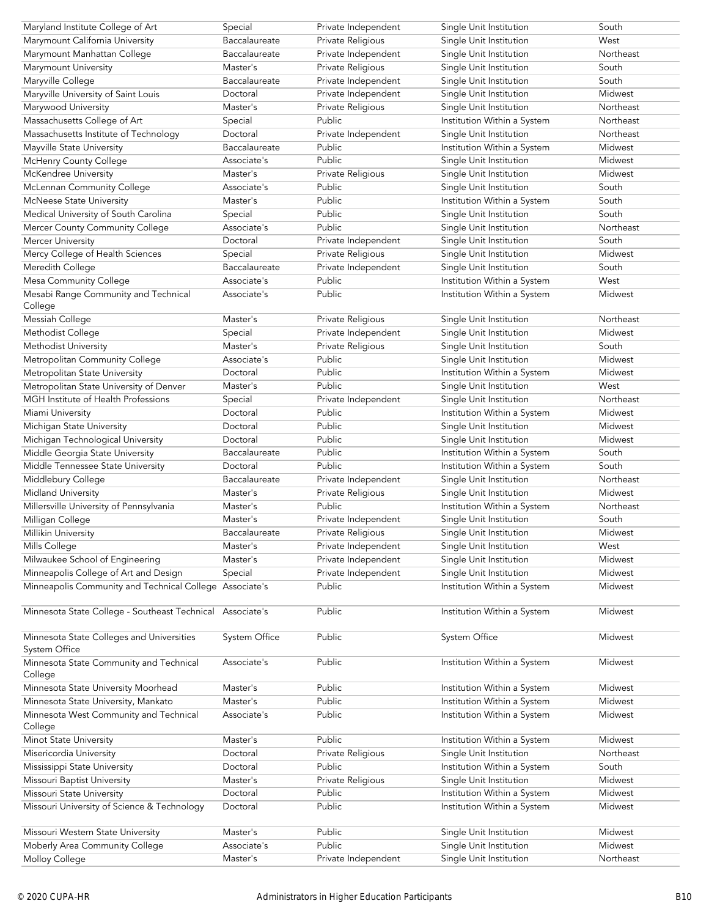| | | | | |
|---|---|---|---|---|
| Maryland Institute College of Art | Special | Private Independent | Single Unit Institution | South |
| Marymount California University | Baccalaureate | Private Religious | Single Unit Institution | West |
| Marymount Manhattan College | Baccalaureate | Private Independent | Single Unit Institution | Northeast |
| Marymount University | Master's | Private Religious | Single Unit Institution | South |
| Maryville College | Baccalaureate | Private Independent | Single Unit Institution | South |
| Maryville University of Saint Louis | Doctoral | Private Independent | Single Unit Institution | Midwest |
| Marywood University | Master's | Private Religious | Single Unit Institution | Northeast |
| Massachusetts College of Art | Special | Public | Institution Within a System | Northeast |
| Massachusetts Institute of Technology | Doctoral | Private Independent | Single Unit Institution | Northeast |
| Mayville State University | Baccalaureate | Public | Institution Within a System | Midwest |
| McHenry County College | Associate's | Public | Single Unit Institution | Midwest |
| McKendree University | Master's | Private Religious | Single Unit Institution | Midwest |
| McLennan Community College | Associate's | Public | Single Unit Institution | South |
| McNeese State University | Master's | Public | Institution Within a System | South |
| Medical University of South Carolina | Special | Public | Single Unit Institution | South |
| Mercer County Community College | Associate's | Public | Single Unit Institution | Northeast |
| Mercer University | Doctoral | Private Independent | Single Unit Institution | South |
| Mercy College of Health Sciences | Special | Private Religious | Single Unit Institution | Midwest |
| Meredith College | Baccalaureate | Private Independent | Single Unit Institution | South |
| Mesa Community College | Associate's | Public | Institution Within a System | West |
| Mesabi Range Community and Technical College | Associate's | Public | Institution Within a System | Midwest |
| Messiah College | Master's | Private Religious | Single Unit Institution | Northeast |
| Methodist College | Special | Private Independent | Single Unit Institution | Midwest |
| Methodist University | Master's | Private Religious | Single Unit Institution | South |
| Metropolitan Community College | Associate's | Public | Single Unit Institution | Midwest |
| Metropolitan State University | Doctoral | Public | Institution Within a System | Midwest |
| Metropolitan State University of Denver | Master's | Public | Single Unit Institution | West |
| MGH Institute of Health Professions | Special | Private Independent | Single Unit Institution | Northeast |
| Miami University | Doctoral | Public | Institution Within a System | Midwest |
| Michigan State University | Doctoral | Public | Single Unit Institution | Midwest |
| Michigan Technological University | Doctoral | Public | Single Unit Institution | Midwest |
| Middle Georgia State University | Baccalaureate | Public | Institution Within a System | South |
| Middle Tennessee State University | Doctoral | Public | Institution Within a System | South |
| Middlebury College | Baccalaureate | Private Independent | Single Unit Institution | Northeast |
| Midland University | Master's | Private Religious | Single Unit Institution | Midwest |
| Millersville University of Pennsylvania | Master's | Public | Institution Within a System | Northeast |
| Milligan College | Master's | Private Independent | Single Unit Institution | South |
| Millikin University | Baccalaureate | Private Religious | Single Unit Institution | Midwest |
| Mills College | Master's | Private Independent | Single Unit Institution | West |
| Milwaukee School of Engineering | Master's | Private Independent | Single Unit Institution | Midwest |
| Minneapolis College of Art and Design | Special | Private Independent | Single Unit Institution | Midwest |
| Minneapolis Community and Technical College | Associate's | Public | Institution Within a System | Midwest |
| Minnesota State College - Southeast Technical | Associate's | Public | Institution Within a System | Midwest |
| Minnesota State Colleges and Universities System Office | System Office | Public | System Office | Midwest |
| Minnesota State Community and Technical College | Associate's | Public | Institution Within a System | Midwest |
| Minnesota State University Moorhead | Master's | Public | Institution Within a System | Midwest |
| Minnesota State University, Mankato | Master's | Public | Institution Within a System | Midwest |
| Minnesota West Community and Technical College | Associate's | Public | Institution Within a System | Midwest |
| Minot State University | Master's | Public | Institution Within a System | Midwest |
| Misericordia University | Doctoral | Private Religious | Single Unit Institution | Northeast |
| Mississippi State University | Doctoral | Public | Institution Within a System | South |
| Missouri Baptist University | Master's | Private Religious | Single Unit Institution | Midwest |
| Missouri State University | Doctoral | Public | Institution Within a System | Midwest |
| Missouri University of Science & Technology | Doctoral | Public | Institution Within a System | Midwest |
| Missouri Western State University | Master's | Public | Single Unit Institution | Midwest |
| Moberly Area Community College | Associate's | Public | Single Unit Institution | Midwest |
| Molloy College | Master's | Private Independent | Single Unit Institution | Northeast |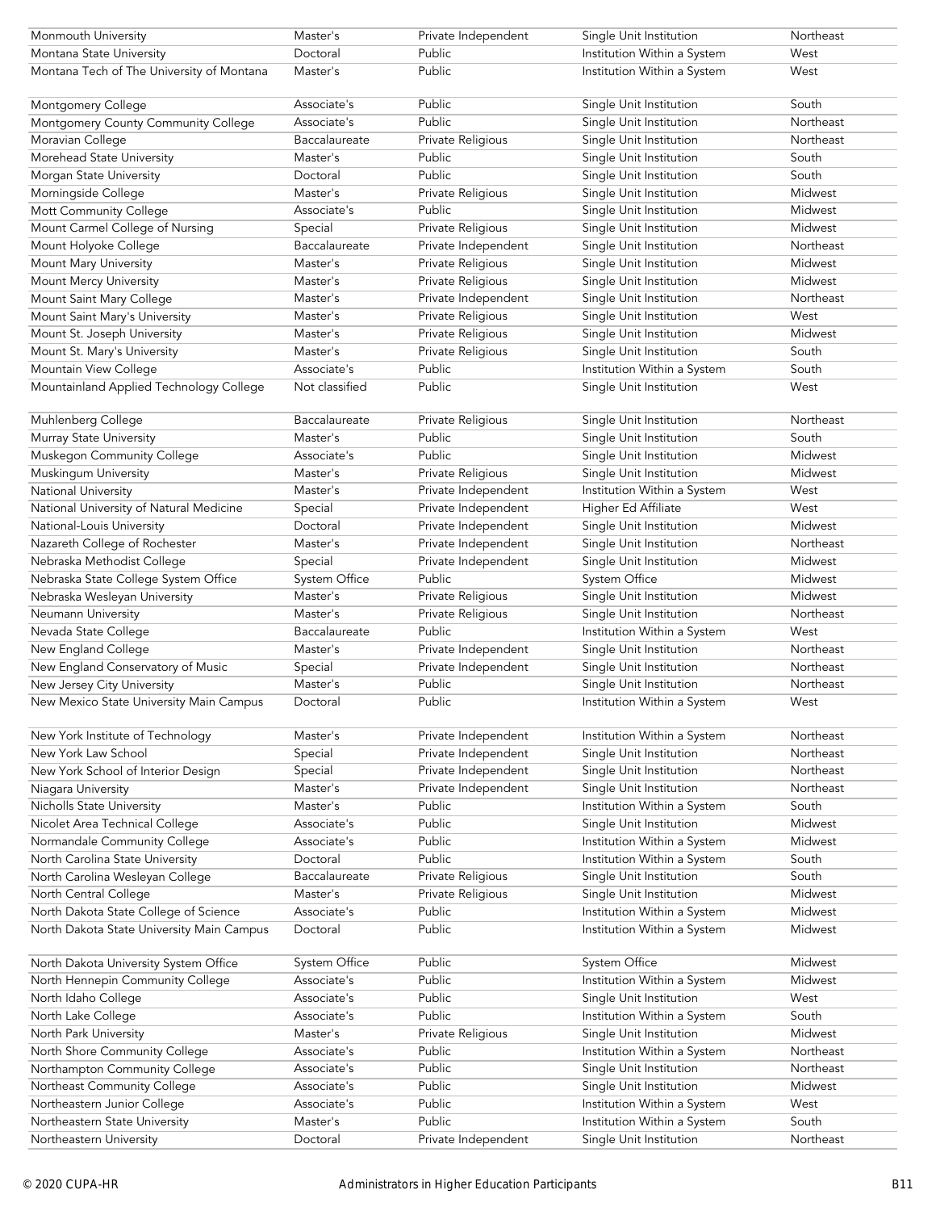| Monmouth University | Master's | Private Independent | Single Unit Institution | Northeast |
|---|---|---|---|---|
| Montana State University | Doctoral | Public | Institution Within a System | West |
| Montana Tech of The University of Montana | Master's | Public | Institution Within a System | West |
| Montgomery College | Associate's | Public | Single Unit Institution | South |
| Montgomery County Community College | Associate's | Public | Single Unit Institution | Northeast |
| Moravian College | Baccalaureate | Private Religious | Single Unit Institution | Northeast |
| Morehead State University | Master's | Public | Single Unit Institution | South |
| Morgan State University | Doctoral | Public | Single Unit Institution | South |
| Morningside College | Master's | Private Religious | Single Unit Institution | Midwest |
| Mott Community College | Associate's | Public | Single Unit Institution | Midwest |
| Mount Carmel College of Nursing | Special | Private Religious | Single Unit Institution | Midwest |
| Mount Holyoke College | Baccalaureate | Private Independent | Single Unit Institution | Northeast |
| Mount Mary University | Master's | Private Religious | Single Unit Institution | Midwest |
| Mount Mercy University | Master's | Private Religious | Single Unit Institution | Midwest |
| Mount Saint Mary College | Master's | Private Independent | Single Unit Institution | Northeast |
| Mount Saint Mary's University | Master's | Private Religious | Single Unit Institution | West |
| Mount St. Joseph University | Master's | Private Religious | Single Unit Institution | Midwest |
| Mount St. Mary's University | Master's | Private Religious | Single Unit Institution | South |
| Mountain View College | Associate's | Public | Institution Within a System | South |
| Mountainland Applied Technology College | Not classified | Public | Single Unit Institution | West |
| Muhlenberg College | Baccalaureate | Private Religious | Single Unit Institution | Northeast |
| Murray State University | Master's | Public | Single Unit Institution | South |
| Muskegon Community College | Associate's | Public | Single Unit Institution | Midwest |
| Muskingum University | Master's | Private Religious | Single Unit Institution | Midwest |
| National University | Master's | Private Independent | Institution Within a System | West |
| National University of Natural Medicine | Special | Private Independent | Higher Ed Affiliate | West |
| National-Louis University | Doctoral | Private Independent | Single Unit Institution | Midwest |
| Nazareth College of Rochester | Master's | Private Independent | Single Unit Institution | Northeast |
| Nebraska Methodist College | Special | Private Independent | Single Unit Institution | Midwest |
| Nebraska State College System Office | System Office | Public | System Office | Midwest |
| Nebraska Wesleyan University | Master's | Private Religious | Single Unit Institution | Midwest |
| Neumann University | Master's | Private Religious | Single Unit Institution | Northeast |
| Nevada State College | Baccalaureate | Public | Institution Within a System | West |
| New England College | Master's | Private Independent | Single Unit Institution | Northeast |
| New England Conservatory of Music | Special | Private Independent | Single Unit Institution | Northeast |
| New Jersey City University | Master's | Public | Single Unit Institution | Northeast |
| New Mexico State University Main Campus | Doctoral | Public | Institution Within a System | West |
| New York Institute of Technology | Master's | Private Independent | Institution Within a System | Northeast |
| New York Law School | Special | Private Independent | Single Unit Institution | Northeast |
| New York School of Interior Design | Special | Private Independent | Single Unit Institution | Northeast |
| Niagara University | Master's | Private Independent | Single Unit Institution | Northeast |
| Nicholls State University | Master's | Public | Institution Within a System | South |
| Nicolet Area Technical College | Associate's | Public | Single Unit Institution | Midwest |
| Normandale Community College | Associate's | Public | Institution Within a System | Midwest |
| North Carolina State University | Doctoral | Public | Institution Within a System | South |
| North Carolina Wesleyan College | Baccalaureate | Private Religious | Single Unit Institution | South |
| North Central College | Master's | Private Religious | Single Unit Institution | Midwest |
| North Dakota State College of Science | Associate's | Public | Institution Within a System | Midwest |
| North Dakota State University Main Campus | Doctoral | Public | Institution Within a System | Midwest |
| North Dakota University System Office | System Office | Public | System Office | Midwest |
| North Hennepin Community College | Associate's | Public | Institution Within a System | Midwest |
| North Idaho College | Associate's | Public | Single Unit Institution | West |
| North Lake College | Associate's | Public | Institution Within a System | South |
| North Park University | Master's | Private Religious | Single Unit Institution | Midwest |
| North Shore Community College | Associate's | Public | Institution Within a System | Northeast |
| Northampton Community College | Associate's | Public | Single Unit Institution | Northeast |
| Northeast Community College | Associate's | Public | Single Unit Institution | Midwest |
| Northeastern Junior College | Associate's | Public | Institution Within a System | West |
| Northeastern State University | Master's | Public | Institution Within a System | South |
| Northeastern University | Doctoral | Private Independent | Single Unit Institution | Northeast |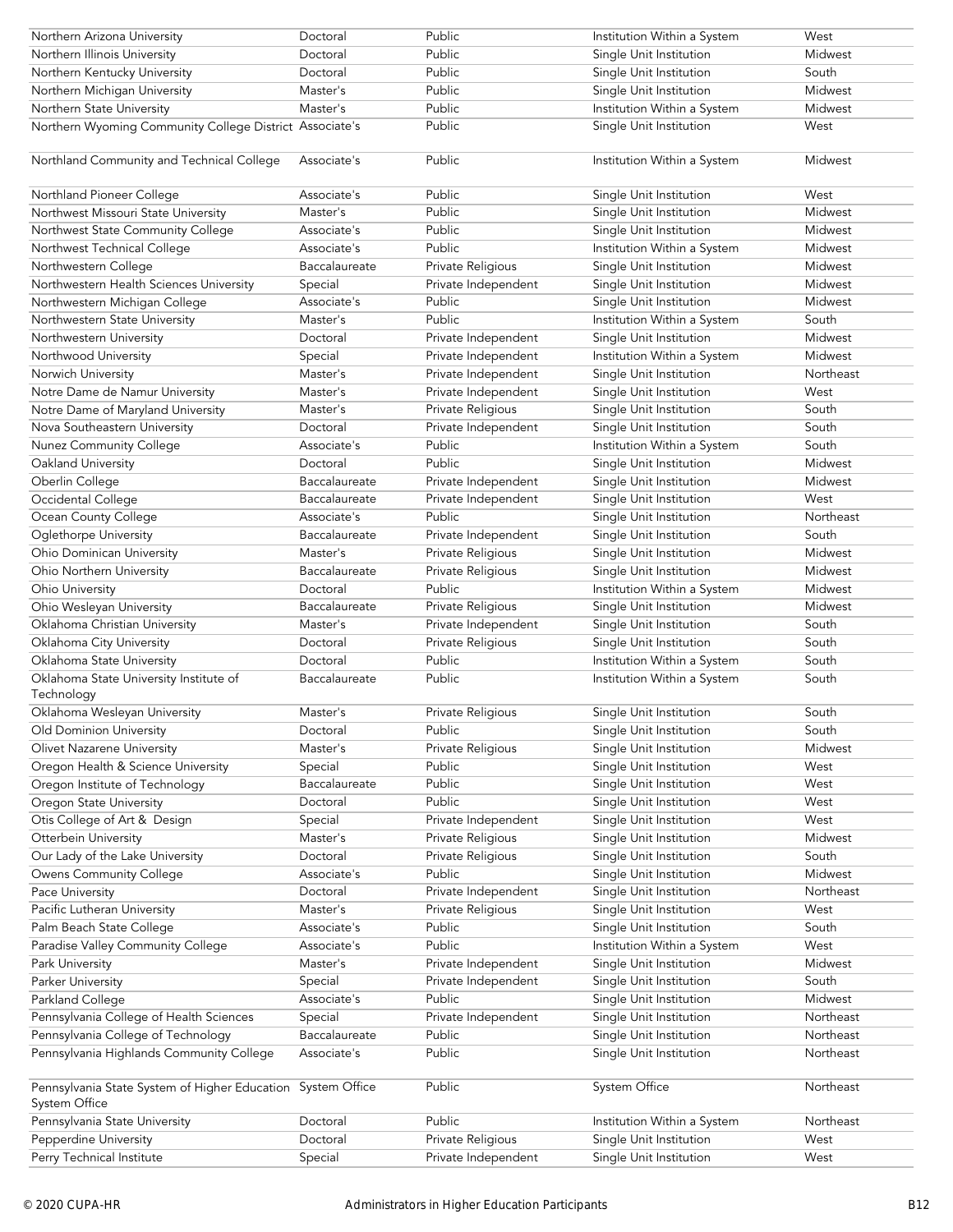| Northern Arizona University | Doctoral | Public | Institution Within a System | West |
|---|---|---|---|---|
| Northern Illinois University | Doctoral | Public | Single Unit Institution | Midwest |
| Northern Kentucky University | Doctoral | Public | Single Unit Institution | South |
| Northern Michigan University | Master's | Public | Single Unit Institution | Midwest |
| Northern State University | Master's | Public | Institution Within a System | Midwest |
| Northern Wyoming Community College District | Associate's | Public | Single Unit Institution | West |
| Northland Community and Technical College | Associate's | Public | Institution Within a System | Midwest |
| Northland Pioneer College | Associate's | Public | Single Unit Institution | West |
| Northwest Missouri State University | Master's | Public | Single Unit Institution | Midwest |
| Northwest State Community College | Associate's | Public | Single Unit Institution | Midwest |
| Northwest Technical College | Associate's | Public | Institution Within a System | Midwest |
| Northwestern College | Baccalaureate | Private Religious | Single Unit Institution | Midwest |
| Northwestern Health Sciences University | Special | Private Independent | Single Unit Institution | Midwest |
| Northwestern Michigan College | Associate's | Public | Single Unit Institution | Midwest |
| Northwestern State University | Master's | Public | Institution Within a System | South |
| Northwestern University | Doctoral | Private Independent | Single Unit Institution | Midwest |
| Northwood University | Special | Private Independent | Institution Within a System | Midwest |
| Norwich University | Master's | Private Independent | Single Unit Institution | Northeast |
| Notre Dame de Namur University | Master's | Private Independent | Single Unit Institution | West |
| Notre Dame of Maryland University | Master's | Private Religious | Single Unit Institution | South |
| Nova Southeastern University | Doctoral | Private Independent | Single Unit Institution | South |
| Nunez Community College | Associate's | Public | Institution Within a System | South |
| Oakland University | Doctoral | Public | Single Unit Institution | Midwest |
| Oberlin College | Baccalaureate | Private Independent | Single Unit Institution | Midwest |
| Occidental College | Baccalaureate | Private Independent | Single Unit Institution | West |
| Ocean County College | Associate's | Public | Single Unit Institution | Northeast |
| Oglethorpe University | Baccalaureate | Private Independent | Single Unit Institution | South |
| Ohio Dominican University | Master's | Private Religious | Single Unit Institution | Midwest |
| Ohio Northern University | Baccalaureate | Private Religious | Single Unit Institution | Midwest |
| Ohio University | Doctoral | Public | Institution Within a System | Midwest |
| Ohio Wesleyan University | Baccalaureate | Private Religious | Single Unit Institution | Midwest |
| Oklahoma Christian University | Master's | Private Independent | Single Unit Institution | South |
| Oklahoma City University | Doctoral | Private Religious | Single Unit Institution | South |
| Oklahoma State University | Doctoral | Public | Institution Within a System | South |
| Oklahoma State University Institute of Technology | Baccalaureate | Public | Institution Within a System | South |
| Oklahoma Wesleyan University | Master's | Private Religious | Single Unit Institution | South |
| Old Dominion University | Doctoral | Public | Single Unit Institution | South |
| Olivet Nazarene University | Master's | Private Religious | Single Unit Institution | Midwest |
| Oregon Health & Science University | Special | Public | Single Unit Institution | West |
| Oregon Institute of Technology | Baccalaureate | Public | Single Unit Institution | West |
| Oregon State University | Doctoral | Public | Single Unit Institution | West |
| Otis College of Art & Design | Special | Private Independent | Single Unit Institution | West |
| Otterbein University | Master's | Private Religious | Single Unit Institution | Midwest |
| Our Lady of the Lake University | Doctoral | Private Religious | Single Unit Institution | South |
| Owens Community College | Associate's | Public | Single Unit Institution | Midwest |
| Pace University | Doctoral | Private Independent | Single Unit Institution | Northeast |
| Pacific Lutheran University | Master's | Private Religious | Single Unit Institution | West |
| Palm Beach State College | Associate's | Public | Single Unit Institution | South |
| Paradise Valley Community College | Associate's | Public | Institution Within a System | West |
| Park University | Master's | Private Independent | Single Unit Institution | Midwest |
| Parker University | Special | Private Independent | Single Unit Institution | South |
| Parkland College | Associate's | Public | Single Unit Institution | Midwest |
| Pennsylvania College of Health Sciences | Special | Private Independent | Single Unit Institution | Northeast |
| Pennsylvania College of Technology | Baccalaureate | Public | Single Unit Institution | Northeast |
| Pennsylvania Highlands Community College | Associate's | Public | Single Unit Institution | Northeast |
| Pennsylvania State System of Higher Education System Office | System Office | Public | System Office | Northeast |
| Pennsylvania State University | Doctoral | Public | Institution Within a System | Northeast |
| Pepperdine University | Doctoral | Private Religious | Single Unit Institution | West |
| Perry Technical Institute | Special | Private Independent | Single Unit Institution | West |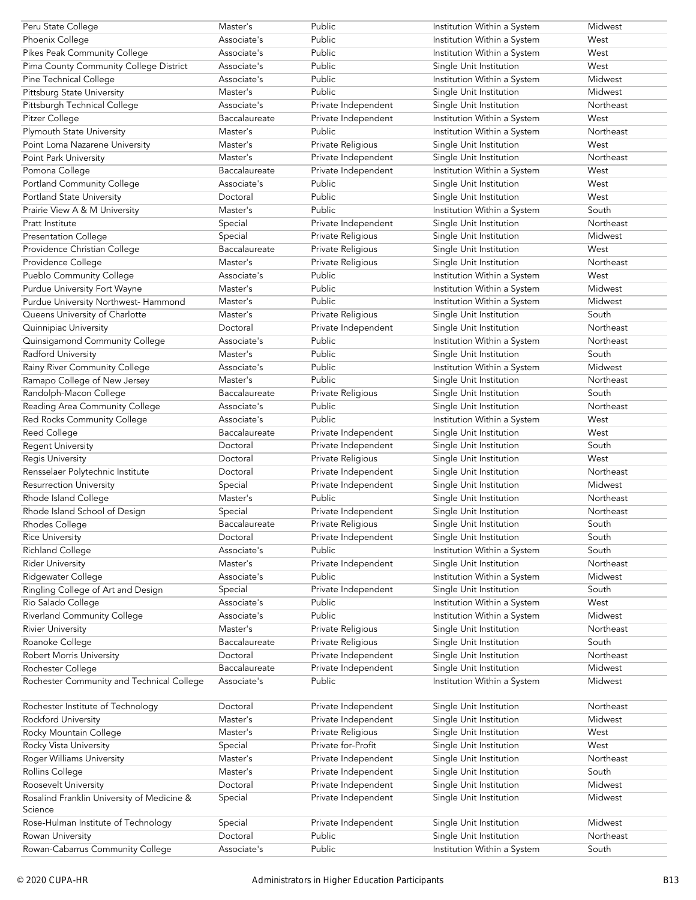| Peru State College | Master's | Public | Institution Within a System | Midwest |
|---|---|---|---|---|
| Phoenix College | Associate's | Public | Institution Within a System | West |
| Pikes Peak Community College | Associate's | Public | Institution Within a System | West |
| Pima County Community College District | Associate's | Public | Single Unit Institution | West |
| Pine Technical College | Associate's | Public | Institution Within a System | Midwest |
| Pittsburg State University | Master's | Public | Single Unit Institution | Midwest |
| Pittsburgh Technical College | Associate's | Private Independent | Single Unit Institution | Northeast |
| Pitzer College | Baccalaureate | Private Independent | Institution Within a System | West |
| Plymouth State University | Master's | Public | Institution Within a System | Northeast |
| Point Loma Nazarene University | Master's | Private Religious | Single Unit Institution | West |
| Point Park University | Master's | Private Independent | Single Unit Institution | Northeast |
| Pomona College | Baccalaureate | Private Independent | Institution Within a System | West |
| Portland Community College | Associate's | Public | Single Unit Institution | West |
| Portland State University | Doctoral | Public | Single Unit Institution | West |
| Prairie View A & M University | Master's | Public | Institution Within a System | South |
| Pratt Institute | Special | Private Independent | Single Unit Institution | Northeast |
| Presentation College | Special | Private Religious | Single Unit Institution | Midwest |
| Providence Christian College | Baccalaureate | Private Religious | Single Unit Institution | West |
| Providence College | Master's | Private Religious | Single Unit Institution | Northeast |
| Pueblo Community College | Associate's | Public | Institution Within a System | West |
| Purdue University Fort Wayne | Master's | Public | Institution Within a System | Midwest |
| Purdue University Northwest- Hammond | Master's | Public | Institution Within a System | Midwest |
| Queens University of Charlotte | Master's | Private Religious | Single Unit Institution | South |
| Quinnipiac University | Doctoral | Private Independent | Single Unit Institution | Northeast |
| Quinsigamond Community College | Associate's | Public | Institution Within a System | Northeast |
| Radford University | Master's | Public | Single Unit Institution | South |
| Rainy River Community College | Associate's | Public | Institution Within a System | Midwest |
| Ramapo College of New Jersey | Master's | Public | Single Unit Institution | Northeast |
| Randolph-Macon College | Baccalaureate | Private Religious | Single Unit Institution | South |
| Reading Area Community College | Associate's | Public | Single Unit Institution | Northeast |
| Red Rocks Community College | Associate's | Public | Institution Within a System | West |
| Reed College | Baccalaureate | Private Independent | Single Unit Institution | West |
| Regent University | Doctoral | Private Independent | Single Unit Institution | South |
| Regis University | Doctoral | Private Religious | Single Unit Institution | West |
| Rensselaer Polytechnic Institute | Doctoral | Private Independent | Single Unit Institution | Northeast |
| Resurrection University | Special | Private Independent | Single Unit Institution | Midwest |
| Rhode Island College | Master's | Public | Single Unit Institution | Northeast |
| Rhode Island School of Design | Special | Private Independent | Single Unit Institution | Northeast |
| Rhodes College | Baccalaureate | Private Religious | Single Unit Institution | South |
| Rice University | Doctoral | Private Independent | Single Unit Institution | South |
| Richland College | Associate's | Public | Institution Within a System | South |
| Rider University | Master's | Private Independent | Single Unit Institution | Northeast |
| Ridgewater College | Associate's | Public | Institution Within a System | Midwest |
| Ringling College of Art and Design | Special | Private Independent | Single Unit Institution | South |
| Rio Salado College | Associate's | Public | Institution Within a System | West |
| Riverland Community College | Associate's | Public | Institution Within a System | Midwest |
| Rivier University | Master's | Private Religious | Single Unit Institution | Northeast |
| Roanoke College | Baccalaureate | Private Religious | Single Unit Institution | South |
| Robert Morris University | Doctoral | Private Independent | Single Unit Institution | Northeast |
| Rochester College | Baccalaureate | Private Independent | Single Unit Institution | Midwest |
| Rochester Community and Technical College | Associate's | Public | Institution Within a System | Midwest |
| Rochester Institute of Technology | Doctoral | Private Independent | Single Unit Institution | Northeast |
| Rockford University | Master's | Private Independent | Single Unit Institution | Midwest |
| Rocky Mountain College | Master's | Private Religious | Single Unit Institution | West |
| Rocky Vista University | Special | Private for-Profit | Single Unit Institution | West |
| Roger Williams University | Master's | Private Independent | Single Unit Institution | Northeast |
| Rollins College | Master's | Private Independent | Single Unit Institution | South |
| Roosevelt University | Doctoral | Private Independent | Single Unit Institution | Midwest |
| Rosalind Franklin University of Medicine & Science | Special | Private Independent | Single Unit Institution | Midwest |
| Rose-Hulman Institute of Technology | Special | Private Independent | Single Unit Institution | Midwest |
| Rowan University | Doctoral | Public | Single Unit Institution | Northeast |
| Rowan-Cabarrus Community College | Associate's | Public | Institution Within a System | South |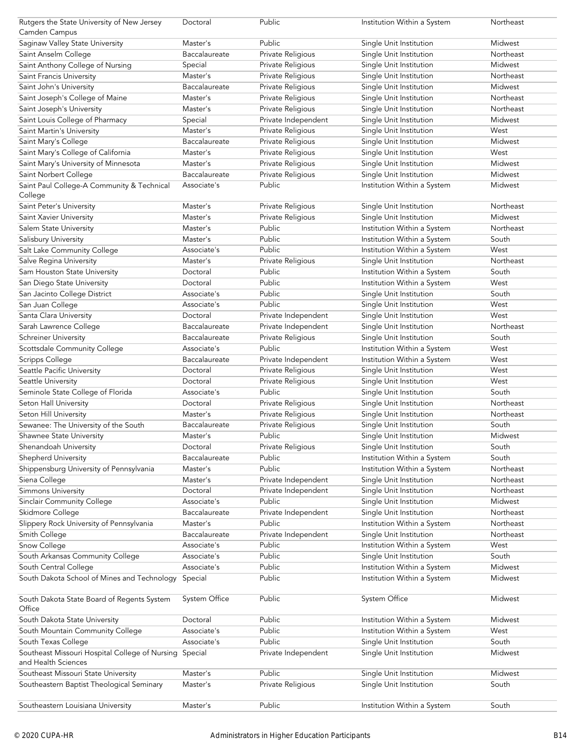| | | | | |
|---|---|---|---|---|
| Rutgers the State University of New Jersey Camden Campus | Doctoral | Public | Institution Within a System | Northeast |
| Saginaw Valley State University | Master's | Public | Single Unit Institution | Midwest |
| Saint Anselm College | Baccalaureate | Private Religious | Single Unit Institution | Northeast |
| Saint Anthony College of Nursing | Special | Private Religious | Single Unit Institution | Midwest |
| Saint Francis University | Master's | Private Religious | Single Unit Institution | Northeast |
| Saint John's University | Baccalaureate | Private Religious | Single Unit Institution | Midwest |
| Saint Joseph's College of Maine | Master's | Private Religious | Single Unit Institution | Northeast |
| Saint Joseph's University | Master's | Private Religious | Single Unit Institution | Northeast |
| Saint Louis College of Pharmacy | Special | Private Independent | Single Unit Institution | Midwest |
| Saint Martin's University | Master's | Private Religious | Single Unit Institution | West |
| Saint Mary's College | Baccalaureate | Private Religious | Single Unit Institution | Midwest |
| Saint Mary's College of California | Master's | Private Religious | Single Unit Institution | West |
| Saint Mary's University of Minnesota | Master's | Private Religious | Single Unit Institution | Midwest |
| Saint Norbert College | Baccalaureate | Private Religious | Single Unit Institution | Midwest |
| Saint Paul College-A Community & Technical College | Associate's | Public | Institution Within a System | Midwest |
| Saint Peter's University | Master's | Private Religious | Single Unit Institution | Northeast |
| Saint Xavier University | Master's | Private Religious | Single Unit Institution | Midwest |
| Salem State University | Master's | Public | Institution Within a System | Northeast |
| Salisbury University | Master's | Public | Institution Within a System | South |
| Salt Lake Community College | Associate's | Public | Institution Within a System | West |
| Salve Regina University | Master's | Private Religious | Single Unit Institution | Northeast |
| Sam Houston State University | Doctoral | Public | Institution Within a System | South |
| San Diego State University | Doctoral | Public | Institution Within a System | West |
| San Jacinto College District | Associate's | Public | Single Unit Institution | South |
| San Juan College | Associate's | Public | Single Unit Institution | West |
| Santa Clara University | Doctoral | Private Independent | Single Unit Institution | West |
| Sarah Lawrence College | Baccalaureate | Private Independent | Single Unit Institution | Northeast |
| Schreiner University | Baccalaureate | Private Religious | Single Unit Institution | South |
| Scottsdale Community College | Associate's | Public | Institution Within a System | West |
| Scripps College | Baccalaureate | Private Independent | Institution Within a System | West |
| Seattle Pacific University | Doctoral | Private Religious | Single Unit Institution | West |
| Seattle University | Doctoral | Private Religious | Single Unit Institution | West |
| Seminole State College of Florida | Associate's | Public | Single Unit Institution | South |
| Seton Hall University | Doctoral | Private Religious | Single Unit Institution | Northeast |
| Seton Hill University | Master's | Private Religious | Single Unit Institution | Northeast |
| Sewanee: The University of the South | Baccalaureate | Private Religious | Single Unit Institution | South |
| Shawnee State University | Master's | Public | Single Unit Institution | Midwest |
| Shenandoah University | Doctoral | Private Religious | Single Unit Institution | South |
| Shepherd University | Baccalaureate | Public | Institution Within a System | South |
| Shippensburg University of Pennsylvania | Master's | Public | Institution Within a System | Northeast |
| Siena College | Master's | Private Independent | Single Unit Institution | Northeast |
| Simmons University | Doctoral | Private Independent | Single Unit Institution | Northeast |
| Sinclair Community College | Associate's | Public | Single Unit Institution | Midwest |
| Skidmore College | Baccalaureate | Private Independent | Single Unit Institution | Northeast |
| Slippery Rock University of Pennsylvania | Master's | Public | Institution Within a System | Northeast |
| Smith College | Baccalaureate | Private Independent | Single Unit Institution | Northeast |
| Snow College | Associate's | Public | Institution Within a System | West |
| South Arkansas Community College | Associate's | Public | Single Unit Institution | South |
| South Central College | Associate's | Public | Institution Within a System | Midwest |
| South Dakota School of Mines and Technology | Special | Public | Institution Within a System | Midwest |
| South Dakota State Board of Regents System Office | System Office | Public | System Office | Midwest |
| South Dakota State University | Doctoral | Public | Institution Within a System | Midwest |
| South Mountain Community College | Associate's | Public | Institution Within a System | West |
| South Texas College | Associate's | Public | Single Unit Institution | South |
| Southeast Missouri Hospital College of Nursing and Health Sciences | Special | Private Independent | Single Unit Institution | Midwest |
| Southeast Missouri State University | Master's | Public | Single Unit Institution | Midwest |
| Southeastern Baptist Theological Seminary | Master's | Private Religious | Single Unit Institution | South |
| Southeastern Louisiana University | Master's | Public | Institution Within a System | South |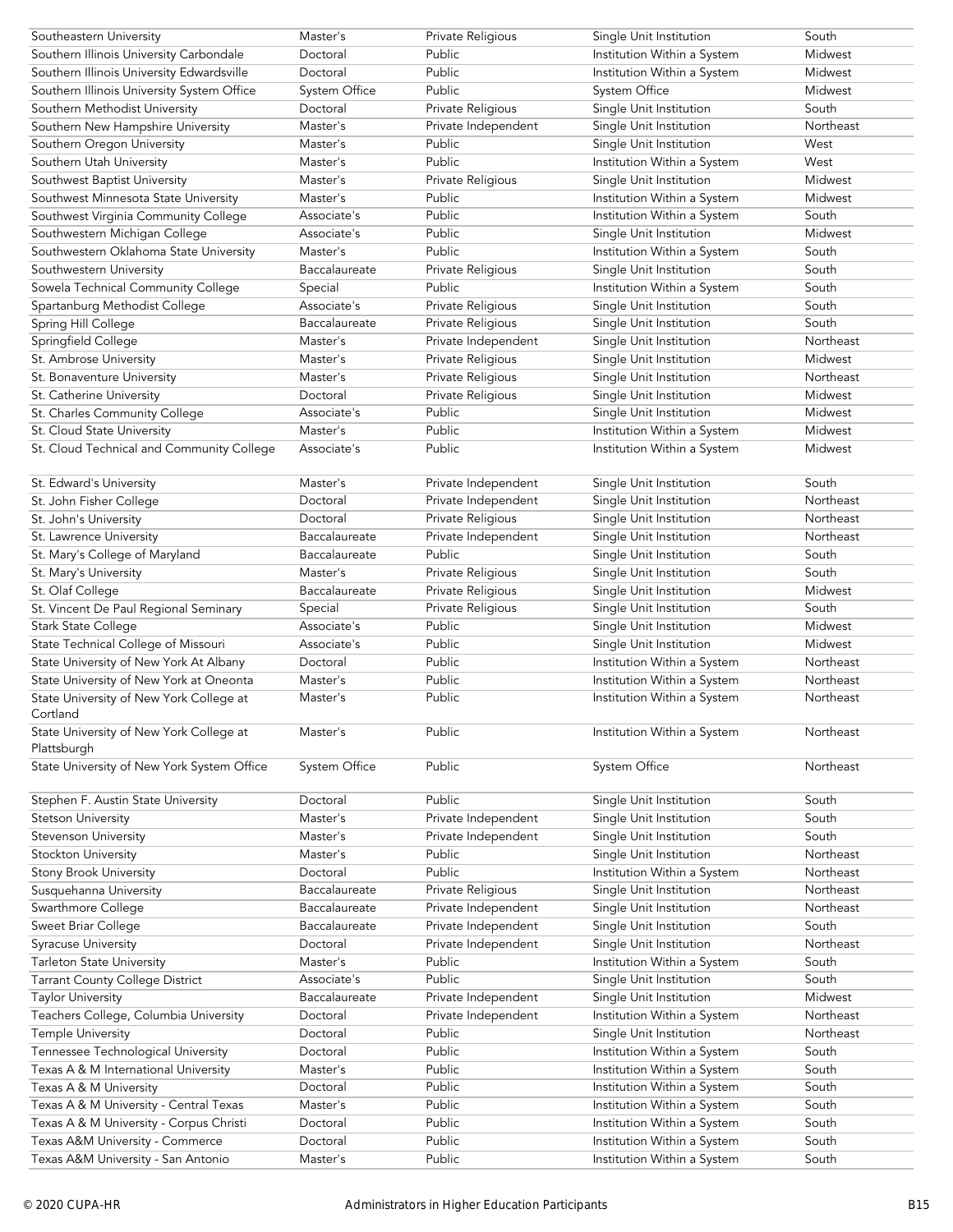| | | | | |
|---|---|---|---|---|
| Southeastern University | Master's | Private Religious | Single Unit Institution | South |
| Southern Illinois University Carbondale | Doctoral | Public | Institution Within a System | Midwest |
| Southern Illinois University Edwardsville | Doctoral | Public | Institution Within a System | Midwest |
| Southern Illinois University System Office | System Office | Public | System Office | Midwest |
| Southern Methodist University | Doctoral | Private Religious | Single Unit Institution | South |
| Southern New Hampshire University | Master's | Private Independent | Single Unit Institution | Northeast |
| Southern Oregon University | Master's | Public | Single Unit Institution | West |
| Southern Utah University | Master's | Public | Institution Within a System | West |
| Southwest Baptist University | Master's | Private Religious | Single Unit Institution | Midwest |
| Southwest Minnesota State University | Master's | Public | Institution Within a System | Midwest |
| Southwest Virginia Community College | Associate's | Public | Institution Within a System | South |
| Southwestern Michigan College | Associate's | Public | Single Unit Institution | Midwest |
| Southwestern Oklahoma State University | Master's | Public | Institution Within a System | South |
| Southwestern University | Baccalaureate | Private Religious | Single Unit Institution | South |
| Sowela Technical Community College | Special | Public | Institution Within a System | South |
| Spartanburg Methodist College | Associate's | Private Religious | Single Unit Institution | South |
| Spring Hill College | Baccalaureate | Private Religious | Single Unit Institution | South |
| Springfield College | Master's | Private Independent | Single Unit Institution | Northeast |
| St. Ambrose University | Master's | Private Religious | Single Unit Institution | Midwest |
| St. Bonaventure University | Master's | Private Religious | Single Unit Institution | Northeast |
| St. Catherine University | Doctoral | Private Religious | Single Unit Institution | Midwest |
| St. Charles Community College | Associate's | Public | Single Unit Institution | Midwest |
| St. Cloud State University | Master's | Public | Institution Within a System | Midwest |
| St. Cloud Technical and Community College | Associate's | Public | Institution Within a System | Midwest |
| St. Edward's University | Master's | Private Independent | Single Unit Institution | South |
| St. John Fisher College | Doctoral | Private Independent | Single Unit Institution | Northeast |
| St. John's University | Doctoral | Private Religious | Single Unit Institution | Northeast |
| St. Lawrence University | Baccalaureate | Private Independent | Single Unit Institution | Northeast |
| St. Mary's College of Maryland | Baccalaureate | Public | Single Unit Institution | South |
| St. Mary's University | Master's | Private Religious | Single Unit Institution | South |
| St. Olaf College | Baccalaureate | Private Religious | Single Unit Institution | Midwest |
| St. Vincent De Paul Regional Seminary | Special | Private Religious | Single Unit Institution | South |
| Stark State College | Associate's | Public | Single Unit Institution | Midwest |
| State Technical College of Missouri | Associate's | Public | Single Unit Institution | Midwest |
| State University of New York At Albany | Doctoral | Public | Institution Within a System | Northeast |
| State University of New York at Oneonta | Master's | Public | Institution Within a System | Northeast |
| State University of New York College at Cortland | Master's | Public | Institution Within a System | Northeast |
| State University of New York College at Plattsburgh | Master's | Public | Institution Within a System | Northeast |
| State University of New York System Office | System Office | Public | System Office | Northeast |
| Stephen F. Austin State University | Doctoral | Public | Single Unit Institution | South |
| Stetson University | Master's | Private Independent | Single Unit Institution | South |
| Stevenson University | Master's | Private Independent | Single Unit Institution | South |
| Stockton University | Master's | Public | Single Unit Institution | Northeast |
| Stony Brook University | Doctoral | Public | Institution Within a System | Northeast |
| Susquehanna University | Baccalaureate | Private Religious | Single Unit Institution | Northeast |
| Swarthmore College | Baccalaureate | Private Independent | Single Unit Institution | Northeast |
| Sweet Briar College | Baccalaureate | Private Independent | Single Unit Institution | South |
| Syracuse University | Doctoral | Private Independent | Single Unit Institution | Northeast |
| Tarleton State University | Master's | Public | Institution Within a System | South |
| Tarrant County College District | Associate's | Public | Single Unit Institution | South |
| Taylor University | Baccalaureate | Private Independent | Single Unit Institution | Midwest |
| Teachers College, Columbia University | Doctoral | Private Independent | Institution Within a System | Northeast |
| Temple University | Doctoral | Public | Single Unit Institution | Northeast |
| Tennessee Technological University | Doctoral | Public | Institution Within a System | South |
| Texas A & M International University | Master's | Public | Institution Within a System | South |
| Texas A & M University | Doctoral | Public | Institution Within a System | South |
| Texas A & M University - Central Texas | Master's | Public | Institution Within a System | South |
| Texas A & M University - Corpus Christi | Doctoral | Public | Institution Within a System | South |
| Texas A&M University - Commerce | Doctoral | Public | Institution Within a System | South |
| Texas A&M University - San Antonio | Master's | Public | Institution Within a System | South |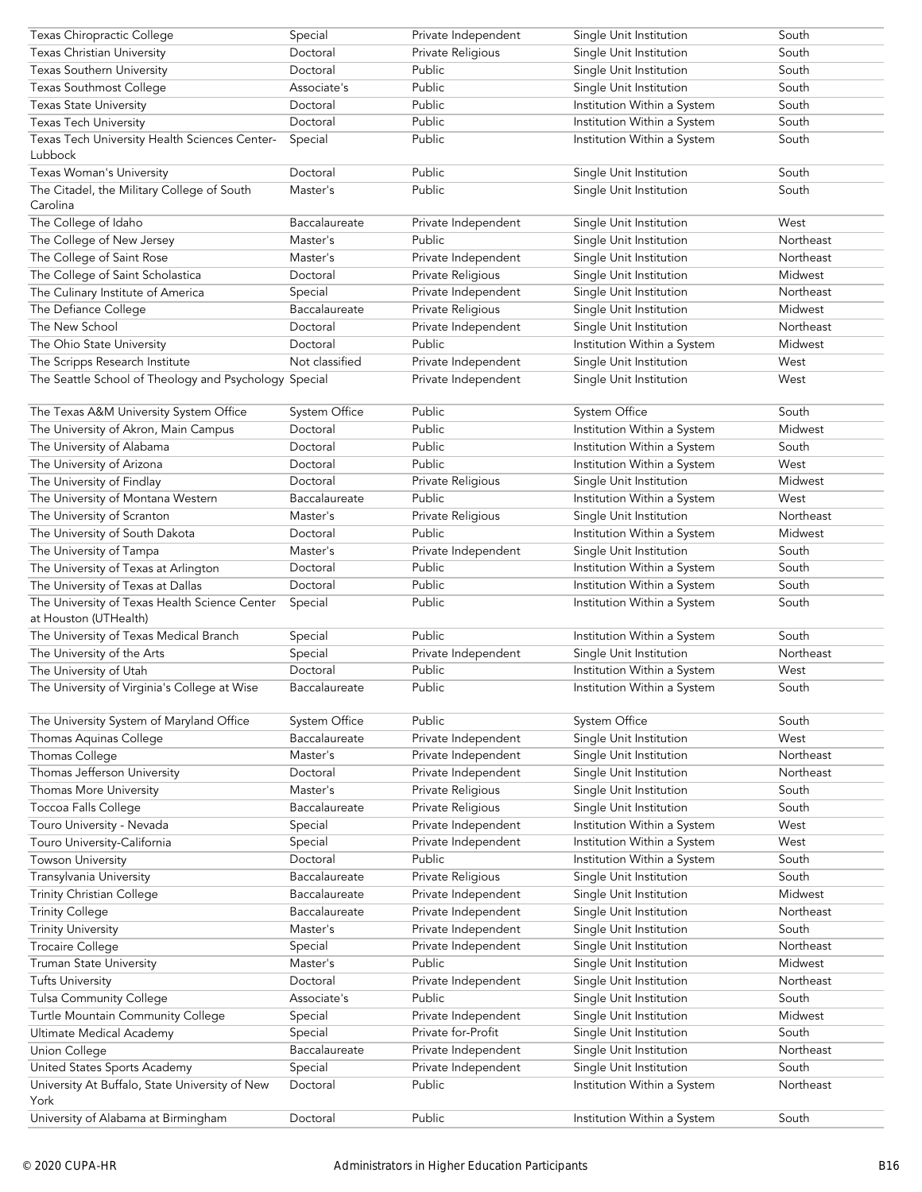| | | | | |
|---|---|---|---|---|
| Texas Chiropractic College | Special | Private Independent | Single Unit Institution | South |
| Texas Christian University | Doctoral | Private Religious | Single Unit Institution | South |
| Texas Southern University | Doctoral | Public | Single Unit Institution | South |
| Texas Southmost College | Associate's | Public | Single Unit Institution | South |
| Texas State University | Doctoral | Public | Institution Within a System | South |
| Texas Tech University | Doctoral | Public | Institution Within a System | South |
| Texas Tech University Health Sciences Center-Lubbock | Special | Public | Institution Within a System | South |
| Texas Woman's University | Doctoral | Public | Single Unit Institution | South |
| The Citadel, the Military College of South Carolina | Master's | Public | Single Unit Institution | South |
| The College of Idaho | Baccalaureate | Private Independent | Single Unit Institution | West |
| The College of New Jersey | Master's | Public | Single Unit Institution | Northeast |
| The College of Saint Rose | Master's | Private Independent | Single Unit Institution | Northeast |
| The College of Saint Scholastica | Doctoral | Private Religious | Single Unit Institution | Midwest |
| The Culinary Institute of America | Special | Private Independent | Single Unit Institution | Northeast |
| The Defiance College | Baccalaureate | Private Religious | Single Unit Institution | Midwest |
| The New School | Doctoral | Private Independent | Single Unit Institution | Northeast |
| The Ohio State University | Doctoral | Public | Institution Within a System | Midwest |
| The Scripps Research Institute | Not classified | Private Independent | Single Unit Institution | West |
| The Seattle School of Theology and Psychology | Special | Private Independent | Single Unit Institution | West |
| The Texas A&M University System Office | System Office | Public | System Office | South |
| The University of Akron, Main Campus | Doctoral | Public | Institution Within a System | Midwest |
| The University of Alabama | Doctoral | Public | Institution Within a System | South |
| The University of Arizona | Doctoral | Public | Institution Within a System | West |
| The University of Findlay | Doctoral | Private Religious | Single Unit Institution | Midwest |
| The University of Montana Western | Baccalaureate | Public | Institution Within a System | West |
| The University of Scranton | Master's | Private Religious | Single Unit Institution | Northeast |
| The University of South Dakota | Doctoral | Public | Institution Within a System | Midwest |
| The University of Tampa | Master's | Private Independent | Single Unit Institution | South |
| The University of Texas at Arlington | Doctoral | Public | Institution Within a System | South |
| The University of Texas at Dallas | Doctoral | Public | Institution Within a System | South |
| The University of Texas Health Science Center at Houston (UTHealth) | Special | Public | Institution Within a System | South |
| The University of Texas Medical Branch | Special | Public | Institution Within a System | South |
| The University of the Arts | Special | Private Independent | Single Unit Institution | Northeast |
| The University of Utah | Doctoral | Public | Institution Within a System | West |
| The University of Virginia's College at Wise | Baccalaureate | Public | Institution Within a System | South |
| The University System of Maryland Office | System Office | Public | System Office | South |
| Thomas Aquinas College | Baccalaureate | Private Independent | Single Unit Institution | West |
| Thomas College | Master's | Private Independent | Single Unit Institution | Northeast |
| Thomas Jefferson University | Doctoral | Private Independent | Single Unit Institution | Northeast |
| Thomas More University | Master's | Private Religious | Single Unit Institution | South |
| Toccoa Falls College | Baccalaureate | Private Religious | Single Unit Institution | South |
| Touro University - Nevada | Special | Private Independent | Institution Within a System | West |
| Touro University-California | Special | Private Independent | Institution Within a System | West |
| Towson University | Doctoral | Public | Institution Within a System | South |
| Transylvania University | Baccalaureate | Private Religious | Single Unit Institution | South |
| Trinity Christian College | Baccalaureate | Private Independent | Single Unit Institution | Midwest |
| Trinity College | Baccalaureate | Private Independent | Single Unit Institution | Northeast |
| Trinity University | Master's | Private Independent | Single Unit Institution | South |
| Trocaire College | Special | Private Independent | Single Unit Institution | Northeast |
| Truman State University | Master's | Public | Single Unit Institution | Midwest |
| Tufts University | Doctoral | Private Independent | Single Unit Institution | Northeast |
| Tulsa Community College | Associate's | Public | Single Unit Institution | South |
| Turtle Mountain Community College | Special | Private Independent | Single Unit Institution | Midwest |
| Ultimate Medical Academy | Special | Private for-Profit | Single Unit Institution | South |
| Union College | Baccalaureate | Private Independent | Single Unit Institution | Northeast |
| United States Sports Academy | Special | Private Independent | Single Unit Institution | South |
| University At Buffalo, State University of New York | Doctoral | Public | Institution Within a System | Northeast |
| University of Alabama at Birmingham | Doctoral | Public | Institution Within a System | South |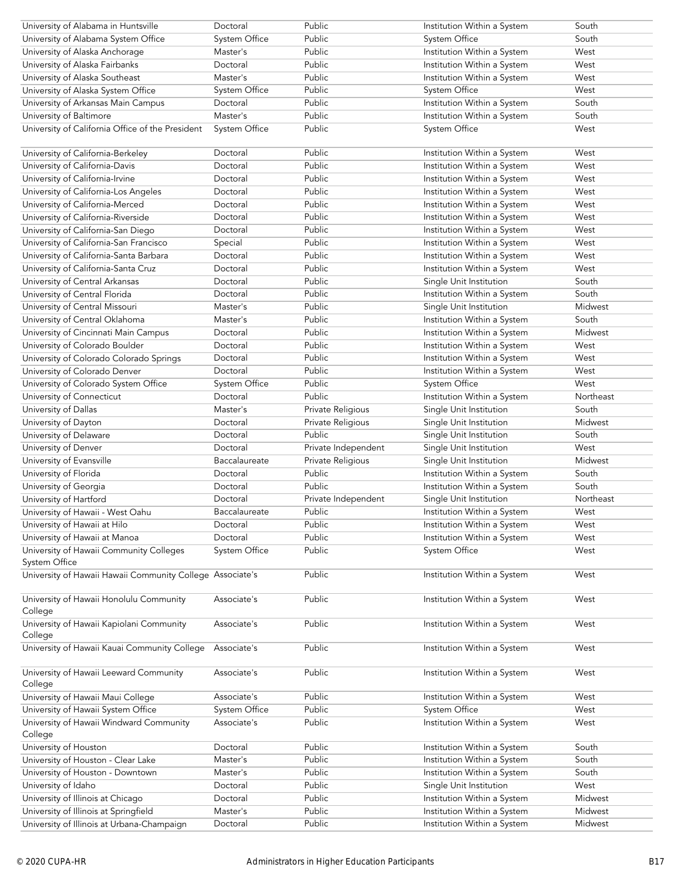| | | | | |
|---|---|---|---|---|
| University of Alabama in Huntsville | Doctoral | Public | Institution Within a System | South |
| University of Alabama System Office | System Office | Public | System Office | South |
| University of Alaska Anchorage | Master's | Public | Institution Within a System | West |
| University of Alaska Fairbanks | Doctoral | Public | Institution Within a System | West |
| University of Alaska Southeast | Master's | Public | Institution Within a System | West |
| University of Alaska System Office | System Office | Public | System Office | West |
| University of Arkansas Main Campus | Doctoral | Public | Institution Within a System | South |
| University of Baltimore | Master's | Public | Institution Within a System | South |
| University of California Office of the President | System Office | Public | System Office | West |
| University of California-Berkeley | Doctoral | Public | Institution Within a System | West |
| University of California-Davis | Doctoral | Public | Institution Within a System | West |
| University of California-Irvine | Doctoral | Public | Institution Within a System | West |
| University of California-Los Angeles | Doctoral | Public | Institution Within a System | West |
| University of California-Merced | Doctoral | Public | Institution Within a System | West |
| University of California-Riverside | Doctoral | Public | Institution Within a System | West |
| University of California-San Diego | Doctoral | Public | Institution Within a System | West |
| University of California-San Francisco | Special | Public | Institution Within a System | West |
| University of California-Santa Barbara | Doctoral | Public | Institution Within a System | West |
| University of California-Santa Cruz | Doctoral | Public | Institution Within a System | West |
| University of Central Arkansas | Doctoral | Public | Single Unit Institution | South |
| University of Central Florida | Doctoral | Public | Institution Within a System | South |
| University of Central Missouri | Master's | Public | Single Unit Institution | Midwest |
| University of Central Oklahoma | Master's | Public | Institution Within a System | South |
| University of Cincinnati Main Campus | Doctoral | Public | Institution Within a System | Midwest |
| University of Colorado Boulder | Doctoral | Public | Institution Within a System | West |
| University of Colorado Colorado Springs | Doctoral | Public | Institution Within a System | West |
| University of Colorado Denver | Doctoral | Public | Institution Within a System | West |
| University of Colorado System Office | System Office | Public | System Office | West |
| University of Connecticut | Doctoral | Public | Institution Within a System | Northeast |
| University of Dallas | Master's | Private Religious | Single Unit Institution | South |
| University of Dayton | Doctoral | Private Religious | Single Unit Institution | Midwest |
| University of Delaware | Doctoral | Public | Single Unit Institution | South |
| University of Denver | Doctoral | Private Independent | Single Unit Institution | West |
| University of Evansville | Baccalaureate | Private Religious | Single Unit Institution | Midwest |
| University of Florida | Doctoral | Public | Institution Within a System | South |
| University of Georgia | Doctoral | Public | Institution Within a System | South |
| University of Hartford | Doctoral | Private Independent | Single Unit Institution | Northeast |
| University of Hawaii - West Oahu | Baccalaureate | Public | Institution Within a System | West |
| University of Hawaii at Hilo | Doctoral | Public | Institution Within a System | West |
| University of Hawaii at Manoa | Doctoral | Public | Institution Within a System | West |
| University of Hawaii Community Colleges System Office | System Office | Public | System Office | West |
| University of Hawaii Hawaii Community College | Associate's | Public | Institution Within a System | West |
| University of Hawaii Honolulu Community College | Associate's | Public | Institution Within a System | West |
| University of Hawaii Kapiolani Community College | Associate's | Public | Institution Within a System | West |
| University of Hawaii Kauai Community College | Associate's | Public | Institution Within a System | West |
| University of Hawaii Leeward Community College | Associate's | Public | Institution Within a System | West |
| University of Hawaii Maui College | Associate's | Public | Institution Within a System | West |
| University of Hawaii System Office | System Office | Public | System Office | West |
| University of Hawaii Windward Community College | Associate's | Public | Institution Within a System | West |
| University of Houston | Doctoral | Public | Institution Within a System | South |
| University of Houston - Clear Lake | Master's | Public | Institution Within a System | South |
| University of Houston - Downtown | Master's | Public | Institution Within a System | South |
| University of Idaho | Doctoral | Public | Single Unit Institution | West |
| University of Illinois at Chicago | Doctoral | Public | Institution Within a System | Midwest |
| University of Illinois at Springfield | Master's | Public | Institution Within a System | Midwest |
| University of Illinois at Urbana-Champaign | Doctoral | Public | Institution Within a System | Midwest |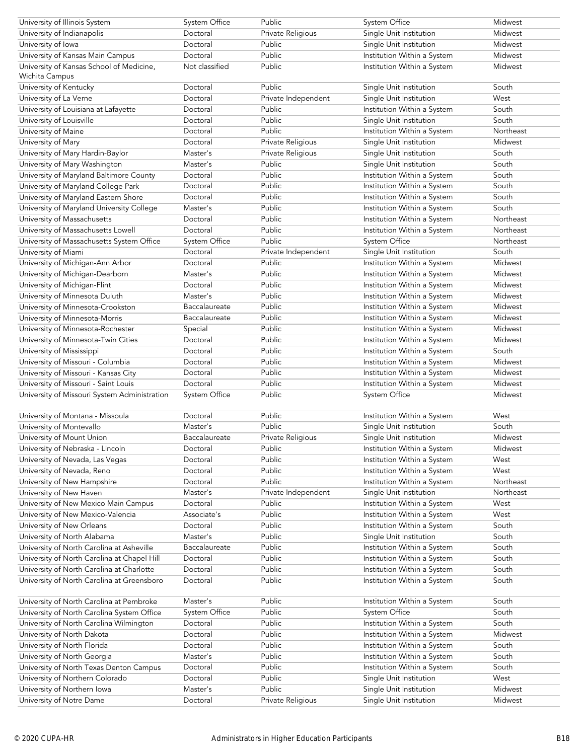| | | | | |
|---|---|---|---|---|
| University of Illinois System | System Office | Public | System Office | Midwest |
| University of Indianapolis | Doctoral | Private Religious | Single Unit Institution | Midwest |
| University of Iowa | Doctoral | Public | Single Unit Institution | Midwest |
| University of Kansas Main Campus | Doctoral | Public | Institution Within a System | Midwest |
| University of Kansas School of Medicine, Wichita Campus | Not classified | Public | Institution Within a System | Midwest |
| University of Kentucky | Doctoral | Public | Single Unit Institution | South |
| University of La Verne | Doctoral | Private Independent | Single Unit Institution | West |
| University of Louisiana at Lafayette | Doctoral | Public | Institution Within a System | South |
| University of Louisville | Doctoral | Public | Single Unit Institution | South |
| University of Maine | Doctoral | Public | Institution Within a System | Northeast |
| University of Mary | Doctoral | Private Religious | Single Unit Institution | Midwest |
| University of Mary Hardin-Baylor | Master's | Private Religious | Single Unit Institution | South |
| University of Mary Washington | Master's | Public | Single Unit Institution | South |
| University of Maryland Baltimore County | Doctoral | Public | Institution Within a System | South |
| University of Maryland College Park | Doctoral | Public | Institution Within a System | South |
| University of Maryland Eastern Shore | Doctoral | Public | Institution Within a System | South |
| University of Maryland University College | Master's | Public | Institution Within a System | South |
| University of Massachusetts | Doctoral | Public | Institution Within a System | Northeast |
| University of Massachusetts Lowell | Doctoral | Public | Institution Within a System | Northeast |
| University of Massachusetts System Office | System Office | Public | System Office | Northeast |
| University of Miami | Doctoral | Private Independent | Single Unit Institution | South |
| University of Michigan-Ann Arbor | Doctoral | Public | Institution Within a System | Midwest |
| University of Michigan-Dearborn | Master's | Public | Institution Within a System | Midwest |
| University of Michigan-Flint | Doctoral | Public | Institution Within a System | Midwest |
| University of Minnesota Duluth | Master's | Public | Institution Within a System | Midwest |
| University of Minnesota-Crookston | Baccalaureate | Public | Institution Within a System | Midwest |
| University of Minnesota-Morris | Baccalaureate | Public | Institution Within a System | Midwest |
| University of Minnesota-Rochester | Special | Public | Institution Within a System | Midwest |
| University of Minnesota-Twin Cities | Doctoral | Public | Institution Within a System | Midwest |
| University of Mississippi | Doctoral | Public | Institution Within a System | South |
| University of Missouri - Columbia | Doctoral | Public | Institution Within a System | Midwest |
| University of Missouri - Kansas City | Doctoral | Public | Institution Within a System | Midwest |
| University of Missouri - Saint Louis | Doctoral | Public | Institution Within a System | Midwest |
| University of Missouri System Administration | System Office | Public | System Office | Midwest |
| University of Montana - Missoula | Doctoral | Public | Institution Within a System | West |
| University of Montevallo | Master's | Public | Single Unit Institution | South |
| University of Mount Union | Baccalaureate | Private Religious | Single Unit Institution | Midwest |
| University of Nebraska - Lincoln | Doctoral | Public | Institution Within a System | Midwest |
| University of Nevada, Las Vegas | Doctoral | Public | Institution Within a System | West |
| University of Nevada, Reno | Doctoral | Public | Institution Within a System | West |
| University of New Hampshire | Doctoral | Public | Institution Within a System | Northeast |
| University of New Haven | Master's | Private Independent | Single Unit Institution | Northeast |
| University of New Mexico Main Campus | Doctoral | Public | Institution Within a System | West |
| University of New Mexico-Valencia | Associate's | Public | Institution Within a System | West |
| University of New Orleans | Doctoral | Public | Institution Within a System | South |
| University of North Alabama | Master's | Public | Single Unit Institution | South |
| University of North Carolina at Asheville | Baccalaureate | Public | Institution Within a System | South |
| University of North Carolina at Chapel Hill | Doctoral | Public | Institution Within a System | South |
| University of North Carolina at Charlotte | Doctoral | Public | Institution Within a System | South |
| University of North Carolina at Greensboro | Doctoral | Public | Institution Within a System | South |
| University of North Carolina at Pembroke | Master's | Public | Institution Within a System | South |
| University of North Carolina System Office | System Office | Public | System Office | South |
| University of North Carolina Wilmington | Doctoral | Public | Institution Within a System | South |
| University of North Dakota | Doctoral | Public | Institution Within a System | Midwest |
| University of North Florida | Doctoral | Public | Institution Within a System | South |
| University of North Georgia | Master's | Public | Institution Within a System | South |
| University of North Texas Denton Campus | Doctoral | Public | Institution Within a System | South |
| University of Northern Colorado | Doctoral | Public | Single Unit Institution | West |
| University of Northern Iowa | Master's | Public | Single Unit Institution | Midwest |
| University of Notre Dame | Doctoral | Private Religious | Single Unit Institution | Midwest |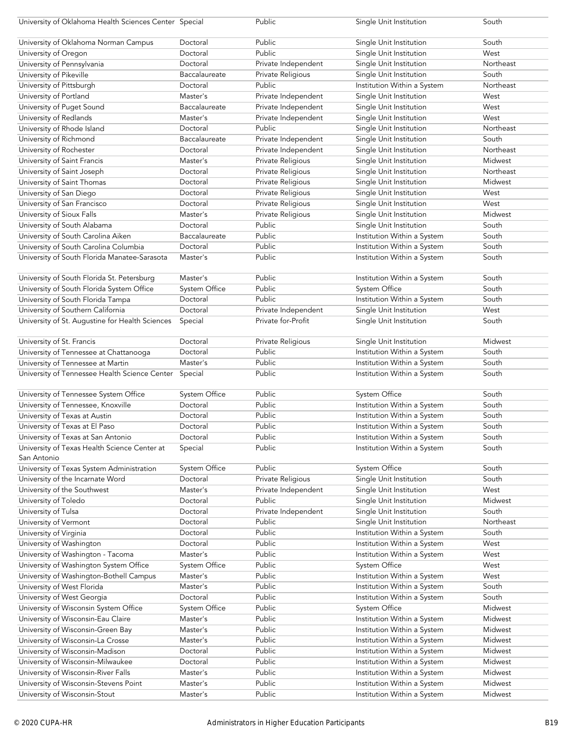| | | | | |
|---|---|---|---|---|
| University of Oklahoma Health Sciences Center | Special | Public | Single Unit Institution | South |
| University of Oklahoma Norman Campus | Doctoral | Public | Single Unit Institution | South |
| University of Oregon | Doctoral | Public | Single Unit Institution | West |
| University of Pennsylvania | Doctoral | Private Independent | Single Unit Institution | Northeast |
| University of Pikeville | Baccalaureate | Private Religious | Single Unit Institution | South |
| University of Pittsburgh | Doctoral | Public | Institution Within a System | Northeast |
| University of Portland | Master's | Private Independent | Single Unit Institution | West |
| University of Puget Sound | Baccalaureate | Private Independent | Single Unit Institution | West |
| University of Redlands | Master's | Private Independent | Single Unit Institution | West |
| University of Rhode Island | Doctoral | Public | Single Unit Institution | Northeast |
| University of Richmond | Baccalaureate | Private Independent | Single Unit Institution | South |
| University of Rochester | Doctoral | Private Independent | Single Unit Institution | Northeast |
| University of Saint Francis | Master's | Private Religious | Single Unit Institution | Midwest |
| University of Saint Joseph | Doctoral | Private Religious | Single Unit Institution | Northeast |
| University of Saint Thomas | Doctoral | Private Religious | Single Unit Institution | Midwest |
| University of San Diego | Doctoral | Private Religious | Single Unit Institution | West |
| University of San Francisco | Doctoral | Private Religious | Single Unit Institution | West |
| University of Sioux Falls | Master's | Private Religious | Single Unit Institution | Midwest |
| University of South Alabama | Doctoral | Public | Single Unit Institution | South |
| University of South Carolina Aiken | Baccalaureate | Public | Institution Within a System | South |
| University of South Carolina Columbia | Doctoral | Public | Institution Within a System | South |
| University of South Florida Manatee-Sarasota | Master's | Public | Institution Within a System | South |
| University of South Florida St. Petersburg | Master's | Public | Institution Within a System | South |
| University of South Florida System Office | System Office | Public | System Office | South |
| University of South Florida Tampa | Doctoral | Public | Institution Within a System | South |
| University of Southern California | Doctoral | Private Independent | Single Unit Institution | West |
| University of St. Augustine for Health Sciences | Special | Private for-Profit | Single Unit Institution | South |
| University of St. Francis | Doctoral | Private Religious | Single Unit Institution | Midwest |
| University of Tennessee at Chattanooga | Doctoral | Public | Institution Within a System | South |
| University of Tennessee at Martin | Master's | Public | Institution Within a System | South |
| University of Tennessee Health Science Center | Special | Public | Institution Within a System | South |
| University of Tennessee System Office | System Office | Public | System Office | South |
| University of Tennessee, Knoxville | Doctoral | Public | Institution Within a System | South |
| University of Texas at Austin | Doctoral | Public | Institution Within a System | South |
| University of Texas at El Paso | Doctoral | Public | Institution Within a System | South |
| University of Texas at San Antonio | Doctoral | Public | Institution Within a System | South |
| University of Texas Health Science Center at San Antonio | Special | Public | Institution Within a System | South |
| University of Texas System Administration | System Office | Public | System Office | South |
| University of the Incarnate Word | Doctoral | Private Religious | Single Unit Institution | South |
| University of the Southwest | Master's | Private Independent | Single Unit Institution | West |
| University of Toledo | Doctoral | Public | Single Unit Institution | Midwest |
| University of Tulsa | Doctoral | Private Independent | Single Unit Institution | South |
| University of Vermont | Doctoral | Public | Single Unit Institution | Northeast |
| University of Virginia | Doctoral | Public | Institution Within a System | South |
| University of Washington | Doctoral | Public | Institution Within a System | West |
| University of Washington - Tacoma | Master's | Public | Institution Within a System | West |
| University of Washington System Office | System Office | Public | System Office | West |
| University of Washington-Bothell Campus | Master's | Public | Institution Within a System | West |
| University of West Florida | Master's | Public | Institution Within a System | South |
| University of West Georgia | Doctoral | Public | Institution Within a System | South |
| University of Wisconsin System Office | System Office | Public | System Office | Midwest |
| University of Wisconsin-Eau Claire | Master's | Public | Institution Within a System | Midwest |
| University of Wisconsin-Green Bay | Master's | Public | Institution Within a System | Midwest |
| University of Wisconsin-La Crosse | Master's | Public | Institution Within a System | Midwest |
| University of Wisconsin-Madison | Doctoral | Public | Institution Within a System | Midwest |
| University of Wisconsin-Milwaukee | Doctoral | Public | Institution Within a System | Midwest |
| University of Wisconsin-River Falls | Master's | Public | Institution Within a System | Midwest |
| University of Wisconsin-Stevens Point | Master's | Public | Institution Within a System | Midwest |
| University of Wisconsin-Stout | Master's | Public | Institution Within a System | Midwest |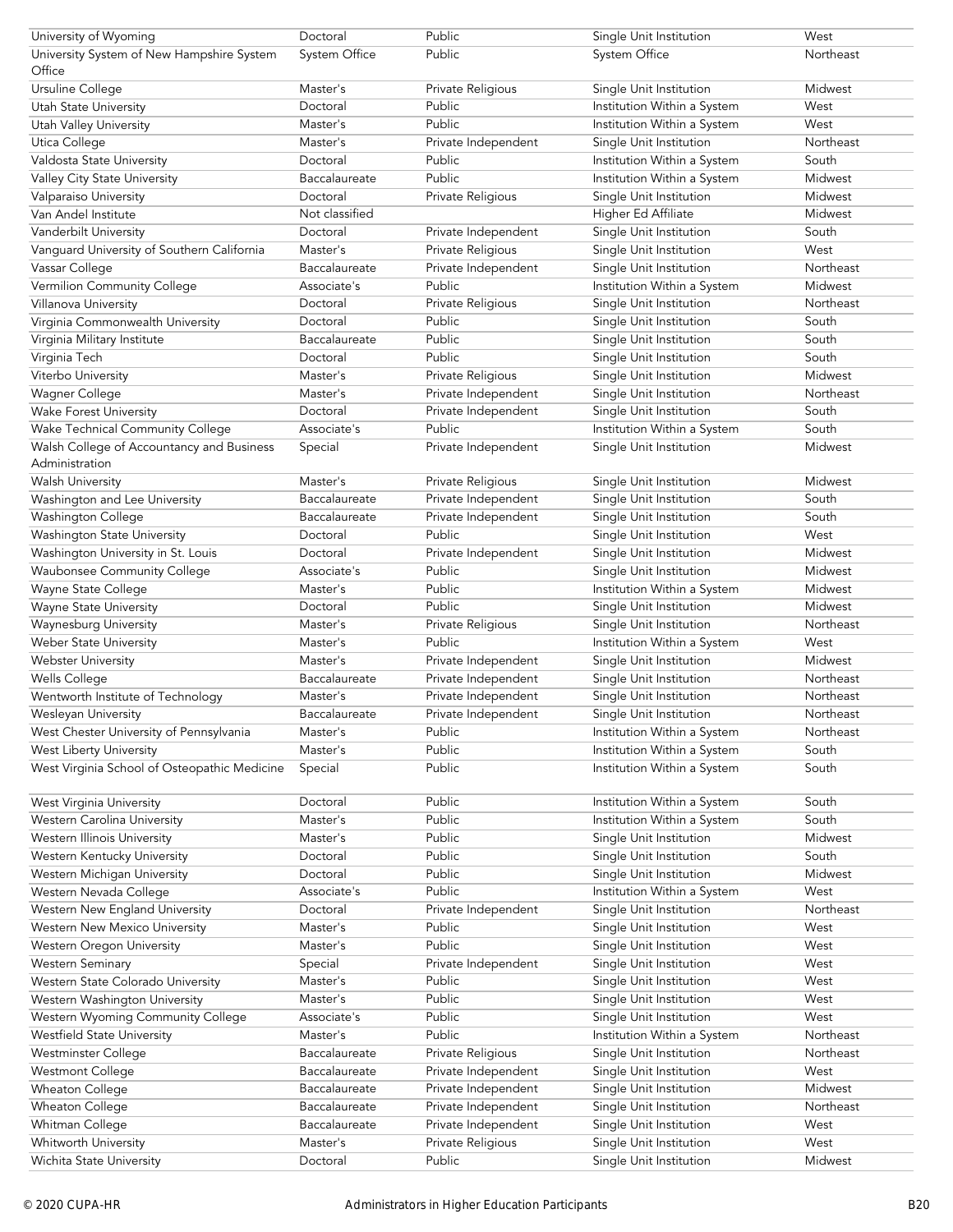| | | | | |
|---|---|---|---|---|
| University of Wyoming | Doctoral | Public | Single Unit Institution | West |
| University System of New Hampshire System Office | System Office | Public | System Office | Northeast |
| Ursuline College | Master's | Private Religious | Single Unit Institution | Midwest |
| Utah State University | Doctoral | Public | Institution Within a System | West |
| Utah Valley University | Master's | Public | Institution Within a System | West |
| Utica College | Master's | Private Independent | Single Unit Institution | Northeast |
| Valdosta State University | Doctoral | Public | Institution Within a System | South |
| Valley City State University | Baccalaureate | Public | Institution Within a System | Midwest |
| Valparaiso University | Doctoral | Private Religious | Single Unit Institution | Midwest |
| Van Andel Institute | Not classified | | Higher Ed Affiliate | Midwest |
| Vanderbilt University | Doctoral | Private Independent | Single Unit Institution | South |
| Vanguard University of Southern California | Master's | Private Religious | Single Unit Institution | West |
| Vassar College | Baccalaureate | Private Independent | Single Unit Institution | Northeast |
| Vermilion Community College | Associate's | Public | Institution Within a System | Midwest |
| Villanova University | Doctoral | Private Religious | Single Unit Institution | Northeast |
| Virginia Commonwealth University | Doctoral | Public | Single Unit Institution | South |
| Virginia Military Institute | Baccalaureate | Public | Single Unit Institution | South |
| Virginia Tech | Doctoral | Public | Single Unit Institution | South |
| Viterbo University | Master's | Private Religious | Single Unit Institution | Midwest |
| Wagner College | Master's | Private Independent | Single Unit Institution | Northeast |
| Wake Forest University | Doctoral | Private Independent | Single Unit Institution | South |
| Wake Technical Community College | Associate's | Public | Institution Within a System | South |
| Walsh College of Accountancy and Business Administration | Special | Private Independent | Single Unit Institution | Midwest |
| Walsh University | Master's | Private Religious | Single Unit Institution | Midwest |
| Washington and Lee University | Baccalaureate | Private Independent | Single Unit Institution | South |
| Washington College | Baccalaureate | Private Independent | Single Unit Institution | South |
| Washington State University | Doctoral | Public | Single Unit Institution | West |
| Washington University in St. Louis | Doctoral | Private Independent | Single Unit Institution | Midwest |
| Waubonsee Community College | Associate's | Public | Single Unit Institution | Midwest |
| Wayne State College | Master's | Public | Institution Within a System | Midwest |
| Wayne State University | Doctoral | Public | Single Unit Institution | Midwest |
| Waynesburg University | Master's | Private Religious | Single Unit Institution | Northeast |
| Weber State University | Master's | Public | Institution Within a System | West |
| Webster University | Master's | Private Independent | Single Unit Institution | Midwest |
| Wells College | Baccalaureate | Private Independent | Single Unit Institution | Northeast |
| Wentworth Institute of Technology | Master's | Private Independent | Single Unit Institution | Northeast |
| Wesleyan University | Baccalaureate | Private Independent | Single Unit Institution | Northeast |
| West Chester University of Pennsylvania | Master's | Public | Institution Within a System | Northeast |
| West Liberty University | Master's | Public | Institution Within a System | South |
| West Virginia School of Osteopathic Medicine | Special | Public | Institution Within a System | South |
| West Virginia University | Doctoral | Public | Institution Within a System | South |
| Western Carolina University | Master's | Public | Institution Within a System | South |
| Western Illinois University | Master's | Public | Single Unit Institution | Midwest |
| Western Kentucky University | Doctoral | Public | Single Unit Institution | South |
| Western Michigan University | Doctoral | Public | Single Unit Institution | Midwest |
| Western Nevada College | Associate's | Public | Institution Within a System | West |
| Western New England University | Doctoral | Private Independent | Single Unit Institution | Northeast |
| Western New Mexico University | Master's | Public | Single Unit Institution | West |
| Western Oregon University | Master's | Public | Single Unit Institution | West |
| Western Seminary | Special | Private Independent | Single Unit Institution | West |
| Western State Colorado University | Master's | Public | Single Unit Institution | West |
| Western Washington University | Master's | Public | Single Unit Institution | West |
| Western Wyoming Community College | Associate's | Public | Single Unit Institution | West |
| Westfield State University | Master's | Public | Institution Within a System | Northeast |
| Westminster College | Baccalaureate | Private Religious | Single Unit Institution | Northeast |
| Westmont College | Baccalaureate | Private Independent | Single Unit Institution | West |
| Wheaton College | Baccalaureate | Private Independent | Single Unit Institution | Midwest |
| Wheaton College | Baccalaureate | Private Independent | Single Unit Institution | Northeast |
| Whitman College | Baccalaureate | Private Independent | Single Unit Institution | West |
| Whitworth University | Master's | Private Religious | Single Unit Institution | West |
| Wichita State University | Doctoral | Public | Single Unit Institution | Midwest |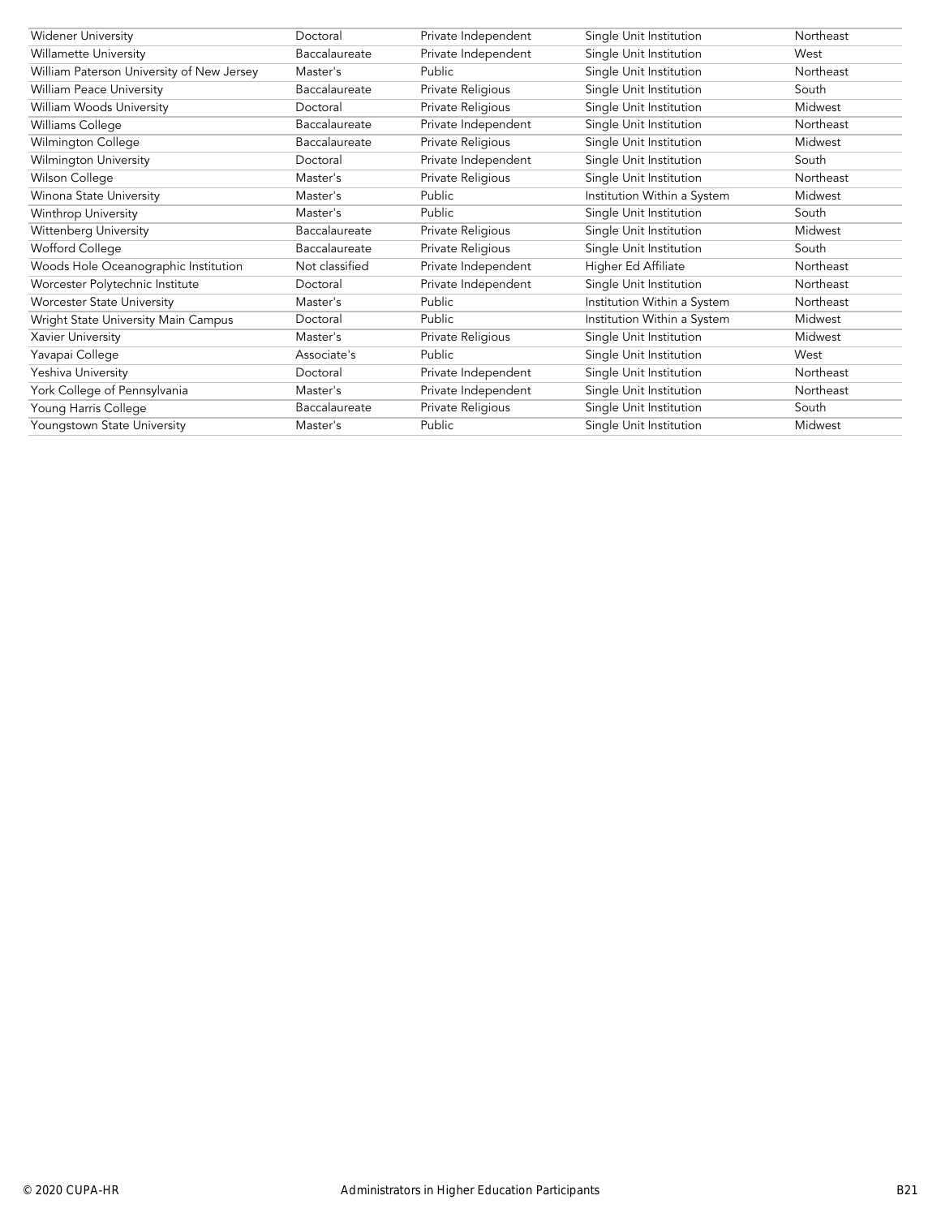| | | | | |
|---|---|---|---|---|
| Widener University | Doctoral | Private Independent | Single Unit Institution | Northeast |
| Willamette University | Baccalaureate | Private Independent | Single Unit Institution | West |
| William Paterson University of New Jersey | Master's | Public | Single Unit Institution | Northeast |
| William Peace University | Baccalaureate | Private Religious | Single Unit Institution | South |
| William Woods University | Doctoral | Private Religious | Single Unit Institution | Midwest |
| Williams College | Baccalaureate | Private Independent | Single Unit Institution | Northeast |
| Wilmington College | Baccalaureate | Private Religious | Single Unit Institution | Midwest |
| Wilmington University | Doctoral | Private Independent | Single Unit Institution | South |
| Wilson College | Master's | Private Religious | Single Unit Institution | Northeast |
| Winona State University | Master's | Public | Institution Within a System | Midwest |
| Winthrop University | Master's | Public | Single Unit Institution | South |
| Wittenberg University | Baccalaureate | Private Religious | Single Unit Institution | Midwest |
| Wofford College | Baccalaureate | Private Religious | Single Unit Institution | South |
| Woods Hole Oceanographic Institution | Not classified | Private Independent | Higher Ed Affiliate | Northeast |
| Worcester Polytechnic Institute | Doctoral | Private Independent | Single Unit Institution | Northeast |
| Worcester State University | Master's | Public | Institution Within a System | Northeast |
| Wright State University Main Campus | Doctoral | Public | Institution Within a System | Midwest |
| Xavier University | Master's | Private Religious | Single Unit Institution | Midwest |
| Yavapai College | Associate's | Public | Single Unit Institution | West |
| Yeshiva University | Doctoral | Private Independent | Single Unit Institution | Northeast |
| York College of Pennsylvania | Master's | Private Independent | Single Unit Institution | Northeast |
| Young Harris College | Baccalaureate | Private Religious | Single Unit Institution | South |
| Youngstown State University | Master's | Public | Single Unit Institution | Midwest |